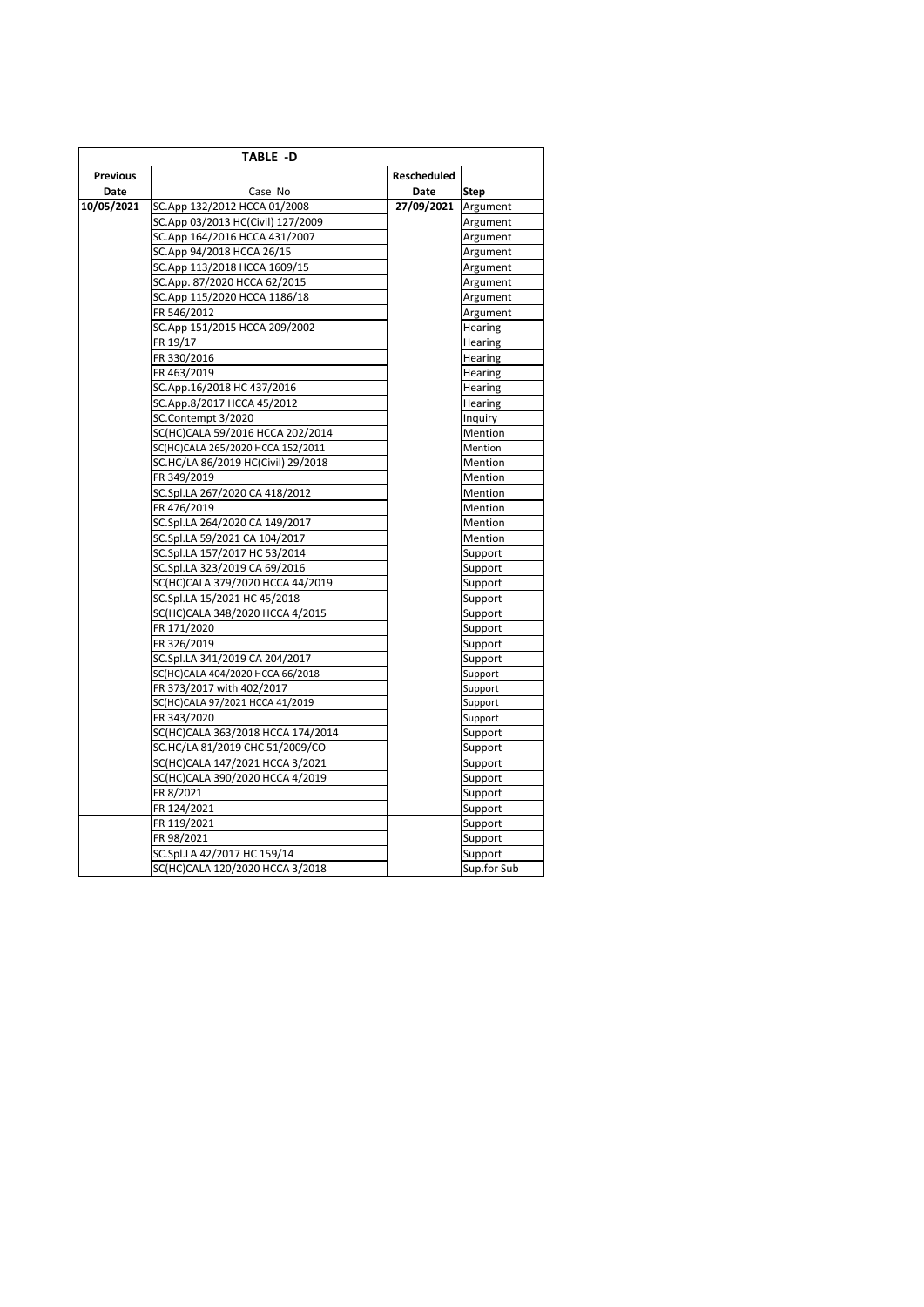| TABLE -D | | | |
|---|---|---|---|
| **Previous Date** | Case No | **Rescheduled Date** | **Step** |
| **10/05/2021** | SC.App 132/2012 HCCA 01/2008 | **27/09/2021** | Argument |
| | SC.App 03/2013 HC(Civil) 127/2009 | | Argument |
| | SC.App 164/2016 HCCA 431/2007 | | Argument |
| | SC.App 94/2018 HCCA 26/15 | | Argument |
| | SC.App 113/2018 HCCA 1609/15 | | Argument |
| | SC.App. 87/2020 HCCA 62/2015 | | Argument |
| | SC.App 115/2020 HCCA 1186/18 | | Argument |
| | FR 546/2012 | | Argument |
| | SC.App 151/2015 HCCA 209/2002 | | Hearing |
| | FR 19/17 | | Hearing |
| | FR 330/2016 | | Hearing |
| | FR 463/2019 | | Hearing |
| | SC.App.16/2018 HC 437/2016 | | Hearing |
| | SC.App.8/2017 HCCA 45/2012 | | Hearing |
| | SC.Contempt 3/2020 | | Inquiry |
| | SC(HC)CALA 59/2016 HCCA 202/2014 | | Mention |
| | SC(HC)CALA 265/2020 HCCA 152/2011 | | Mention |
| | SC.HC/LA 86/2019 HC(Civil) 29/2018 | | Mention |
| | FR 349/2019 | | Mention |
| | SC.Spl.LA 267/2020 CA 418/2012 | | Mention |
| | FR 476/2019 | | Mention |
| | SC.Spl.LA 264/2020 CA 149/2017 | | Mention |
| | SC.Spl.LA 59/2021 CA 104/2017 | | Mention |
| | SC.Spl.LA 157/2017 HC 53/2014 | | Support |
| | SC.Spl.LA 323/2019 CA 69/2016 | | Support |
| | SC(HC)CALA 379/2020 HCCA 44/2019 | | Support |
| | SC.Spl.LA 15/2021 HC 45/2018 | | Support |
| | SC(HC)CALA 348/2020 HCCA 4/2015 | | Support |
| | FR 171/2020 | | Support |
| | FR 326/2019 | | Support |
| | SC.Spl.LA 341/2019 CA 204/2017 | | Support |
| | SC(HC)CALA 404/2020 HCCA 66/2018 | | Support |
| | FR 373/2017 with 402/2017 | | Support |
| | SC(HC)CALA 97/2021 HCCA 41/2019 | | Support |
| | FR 343/2020 | | Support |
| | SC(HC)CALA 363/2018 HCCA 174/2014 | | Support |
| | SC.HC/LA 81/2019 CHC 51/2009/CO | | Support |
| | SC(HC)CALA 147/2021 HCCA 3/2021 | | Support |
| | SC(HC)CALA 390/2020 HCCA 4/2019 | | Support |
| | FR 8/2021 | | Support |
| | FR 124/2021 | | Support |
| | FR 119/2021 | | Support |
| | FR 98/2021 | | Support |
| | SC.Spl.LA 42/2017 HC 159/14 | | Support |
| | SC(HC)CALA 120/2020 HCCA 3/2018 | | Sup.for Sub |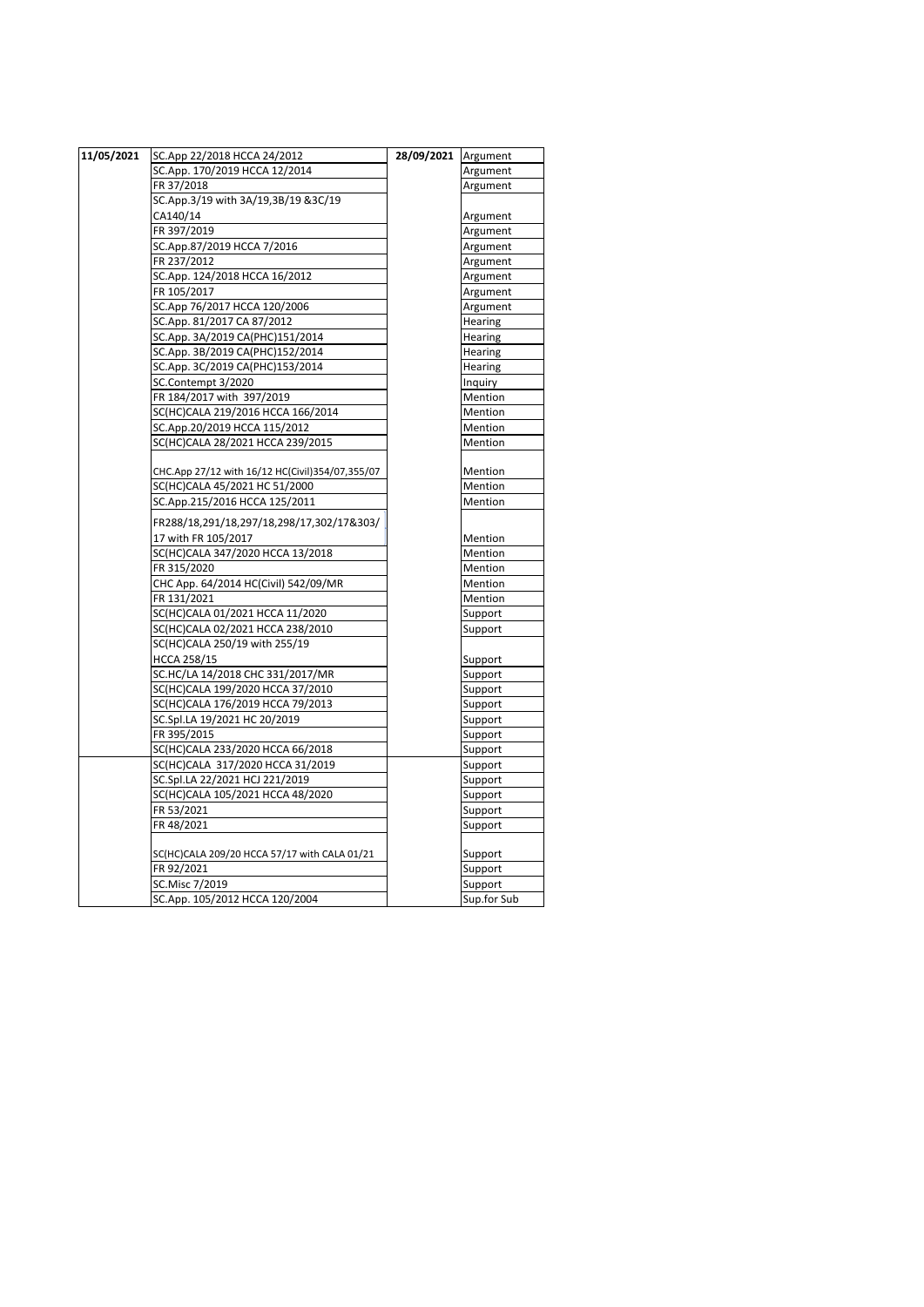| 11/05/2021 | SC.App 22/2018 HCCA 24/2012 | 28/09/2021 | Argument |
|---|---|---|---|
| | SC.App. 170/2019 HCCA 12/2014 | | Argument |
| | FR 37/2018 | | Argument |
| | SC.App.3/19 with 3A/19,3B/19 &3C/19 CA140/14 | | Argument |
| | FR 397/2019 | | Argument |
| | SC.App.87/2019 HCCA 7/2016 | | Argument |
| | FR 237/2012 | | Argument |
| | SC.App. 124/2018 HCCA 16/2012 | | Argument |
| | FR 105/2017 | | Argument |
| | SC.App 76/2017 HCCA 120/2006 | | Argument |
| | SC.App. 81/2017 CA 87/2012 | | Hearing |
| | SC.App. 3A/2019 CA(PHC)151/2014 | | Hearing |
| | SC.App. 3B/2019 CA(PHC)152/2014 | | Hearing |
| | SC.App. 3C/2019 CA(PHC)153/2014 | | Hearing |
| | SC.Contempt 3/2020 | | Inquiry |
| | FR 184/2017 with 397/2019 | | Mention |
| | SC(HC)CALA 219/2016 HCCA 166/2014 | | Mention |
| | SC.App.20/2019 HCCA 115/2012 | | Mention |
| | SC(HC)CALA 28/2021 HCCA 239/2015 | | Mention |
| | CHC.App 27/12 with 16/12 HC(Civil)354/07,355/07 | | Mention |
| | SC(HC)CALA 45/2021 HC 51/2000 | | Mention |
| | SC.App.215/2016 HCCA 125/2011 | | Mention |
| | FR288/18,291/18,297/18,298/17,302/17&303/17 with FR 105/2017 | | Mention |
| | SC(HC)CALA 347/2020 HCCA 13/2018 | | Mention |
| | FR 315/2020 | | Mention |
| | CHC App. 64/2014 HC(Civil) 542/09/MR | | Mention |
| | FR 131/2021 | | Mention |
| | SC(HC)CALA 01/2021 HCCA 11/2020 | | Support |
| | SC(HC)CALA 02/2021 HCCA 238/2010 | | Support |
| | SC(HC)CALA 250/19 with 255/19 HCCA 258/15 | | Support |
| | SC.HC/LA 14/2018 CHC 331/2017/MR | | Support |
| | SC(HC)CALA 199/2020 HCCA 37/2010 | | Support |
| | SC(HC)CALA 176/2019 HCCA 79/2013 | | Support |
| | SC.Spl.LA 19/2021 HC 20/2019 | | Support |
| | FR 395/2015 | | Support |
| | SC(HC)CALA 233/2020 HCCA 66/2018 | | Support |
| | SC(HC)CALA 317/2020 HCCA 31/2019 | | Support |
| | SC.Spl.LA 22/2021 HCJ 221/2019 | | Support |
| | SC(HC)CALA 105/2021 HCCA 48/2020 | | Support |
| | FR 53/2021 | | Support |
| | FR 48/2021 | | Support |
| | SC(HC)CALA 209/20 HCCA 57/17 with CALA 01/21 | | Support |
| | FR 92/2021 | | Support |
| | SC.Misc 7/2019 | | Support |
| | SC.App. 105/2012 HCCA 120/2004 | | Sup.for Sub |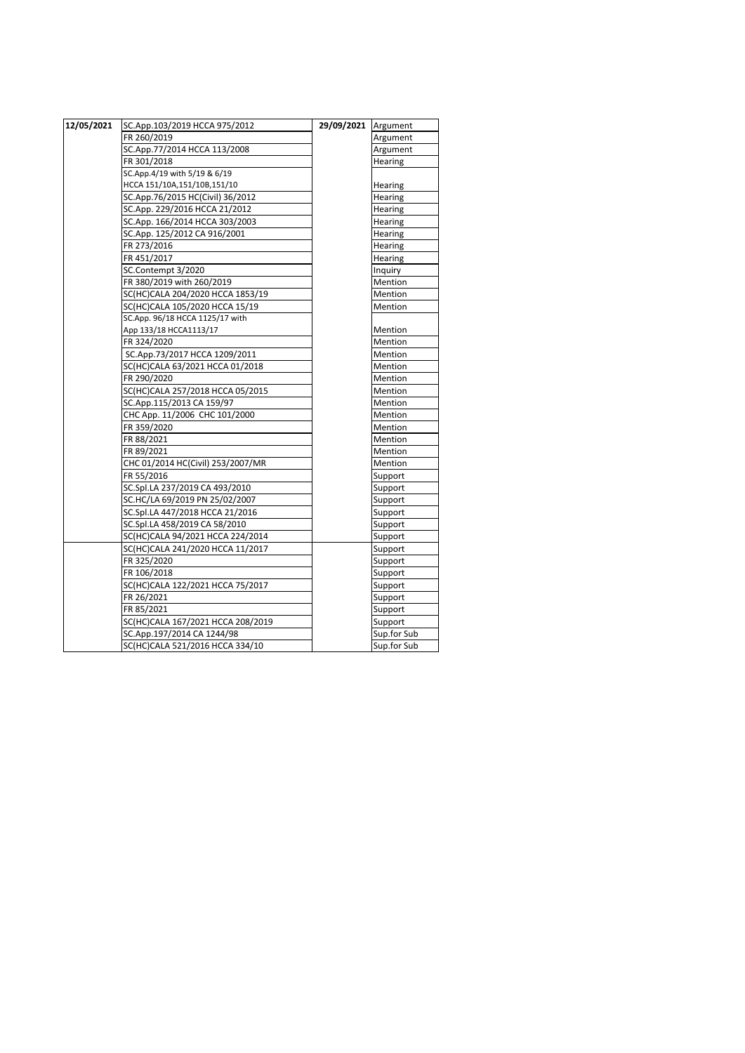| 12/05/2021 | SC.App.103/2019 HCCA 975/2012 | 29/09/2021 | Argument |
|---|---|---|---|
| | FR 260/2019 | | Argument |
| | SC.App.77/2014 HCCA 113/2008 | | Argument |
| | FR 301/2018 | | Hearing |
| | SC.App.4/19 with 5/19 & 6/19 HCCA 151/10A,151/10B,151/10 | | Hearing |
| | SC.App.76/2015 HC(Civil) 36/2012 | | Hearing |
| | SC.App. 229/2016 HCCA 21/2012 | | Hearing |
| | SC.App. 166/2014 HCCA 303/2003 | | Hearing |
| | SC.App. 125/2012 CA 916/2001 | | Hearing |
| | FR 273/2016 | | Hearing |
| | FR 451/2017 | | Hearing |
| | SC.Contempt 3/2020 | | Inquiry |
| | FR 380/2019 with 260/2019 | | Mention |
| | SC(HC)CALA 204/2020 HCCA 1853/19 | | Mention |
| | SC(HC)CALA 105/2020 HCCA 15/19 | | Mention |
| | SC.App. 96/18 HCCA 1125/17 with App 133/18 HCCA1113/17 | | Mention |
| | FR 324/2020 | | Mention |
| | SC.App.73/2017 HCCA 1209/2011 | | Mention |
| | SC(HC)CALA 63/2021 HCCA 01/2018 | | Mention |
| | FR 290/2020 | | Mention |
| | SC(HC)CALA 257/2018 HCCA 05/2015 | | Mention |
| | SC.App.115/2013 CA 159/97 | | Mention |
| | CHC App. 11/2006 CHC 101/2000 | | Mention |
| | FR 359/2020 | | Mention |
| | FR 88/2021 | | Mention |
| | FR 89/2021 | | Mention |
| | CHC 01/2014 HC(Civil) 253/2007/MR | | Mention |
| | FR 55/2016 | | Support |
| | SC.Spl.LA 237/2019 CA 493/2010 | | Support |
| | SC.HC/LA 69/2019 PN 25/02/2007 | | Support |
| | SC.Spl.LA 447/2018 HCCA 21/2016 | | Support |
| | SC.Spl.LA 458/2019 CA 58/2010 | | Support |
| | SC(HC)CALA 94/2021 HCCA 224/2014 | | Support |
| | SC(HC)CALA 241/2020 HCCA 11/2017 | | Support |
| | FR 325/2020 | | Support |
| | FR 106/2018 | | Support |
| | SC(HC)CALA 122/2021 HCCA 75/2017 | | Support |
| | FR 26/2021 | | Support |
| | FR 85/2021 | | Support |
| | SC(HC)CALA 167/2021 HCCA 208/2019 | | Support |
| | SC.App.197/2014 CA 1244/98 | | Sup.for Sub |
| | SC(HC)CALA 521/2016 HCCA 334/10 | | Sup.for Sub |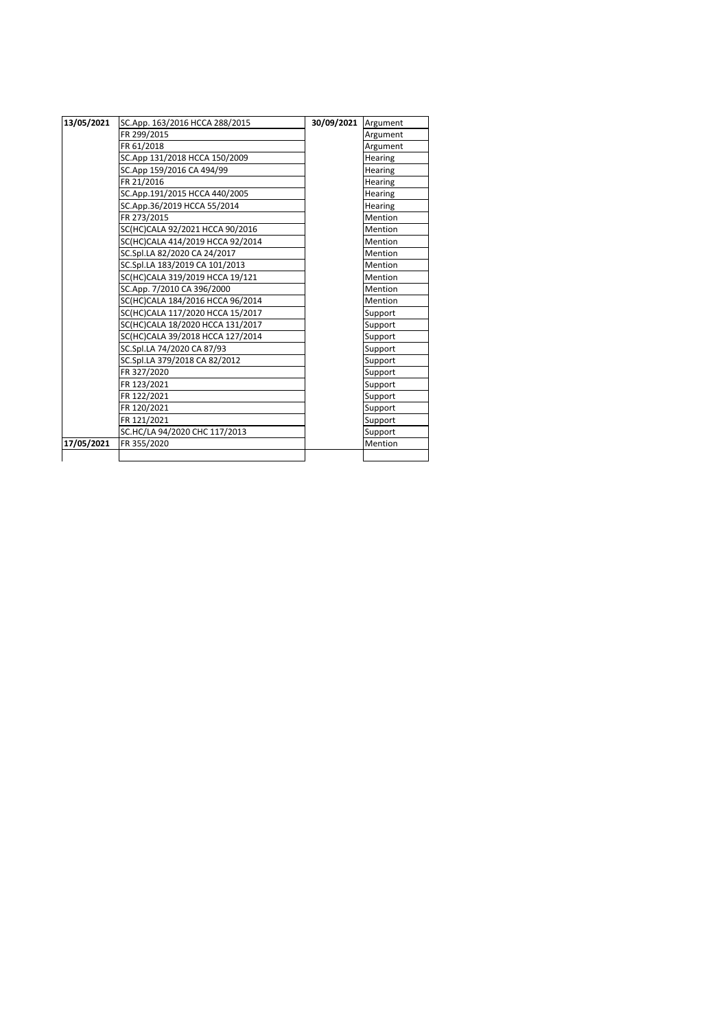| | | | |
|---|---|---|---|
| **13/05/2021** | SC.App. 163/2016 HCCA 288/2015 | **30/09/2021** | Argument |
| | FR 299/2015 | | Argument |
| | FR 61/2018 | | Argument |
| | SC.App 131/2018 HCCA 150/2009 | | Hearing |
| | SC.App 159/2016 CA 494/99 | | Hearing |
| | FR 21/2016 | | Hearing |
| | SC.App.191/2015 HCCA 440/2005 | | Hearing |
| | SC.App.36/2019 HCCA 55/2014 | | Hearing |
| | FR 273/2015 | | Mention |
| | SC(HC)CALA 92/2021 HCCA 90/2016 | | Mention |
| | SC(HC)CALA 414/2019 HCCA 92/2014 | | Mention |
| | SC.Spl.LA 82/2020 CA 24/2017 | | Mention |
| | SC.Spl.LA 183/2019 CA 101/2013 | | Mention |
| | SC(HC)CALA 319/2019 HCCA 19/121 | | Mention |
| | SC.App. 7/2010 CA 396/2000 | | Mention |
| | SC(HC)CALA 184/2016 HCCA 96/2014 | | Mention |
| | SC(HC)CALA 117/2020 HCCA 15/2017 | | Support |
| | SC(HC)CALA 18/2020 HCCA 131/2017 | | Support |
| | SC(HC)CALA 39/2018 HCCA 127/2014 | | Support |
| | SC.Spl.LA 74/2020 CA 87/93 | | Support |
| | SC.Spl.LA 379/2018 CA 82/2012 | | Support |
| | FR 327/2020 | | Support |
| | FR 123/2021 | | Support |
| | FR 122/2021 | | Support |
| | FR 120/2021 | | Support |
| | FR 121/2021 | | Support |
| | SC.HC/LA 94/2020 CHC 117/2013 | | Support |
| **17/05/2021** | FR 355/2020 | | Mention |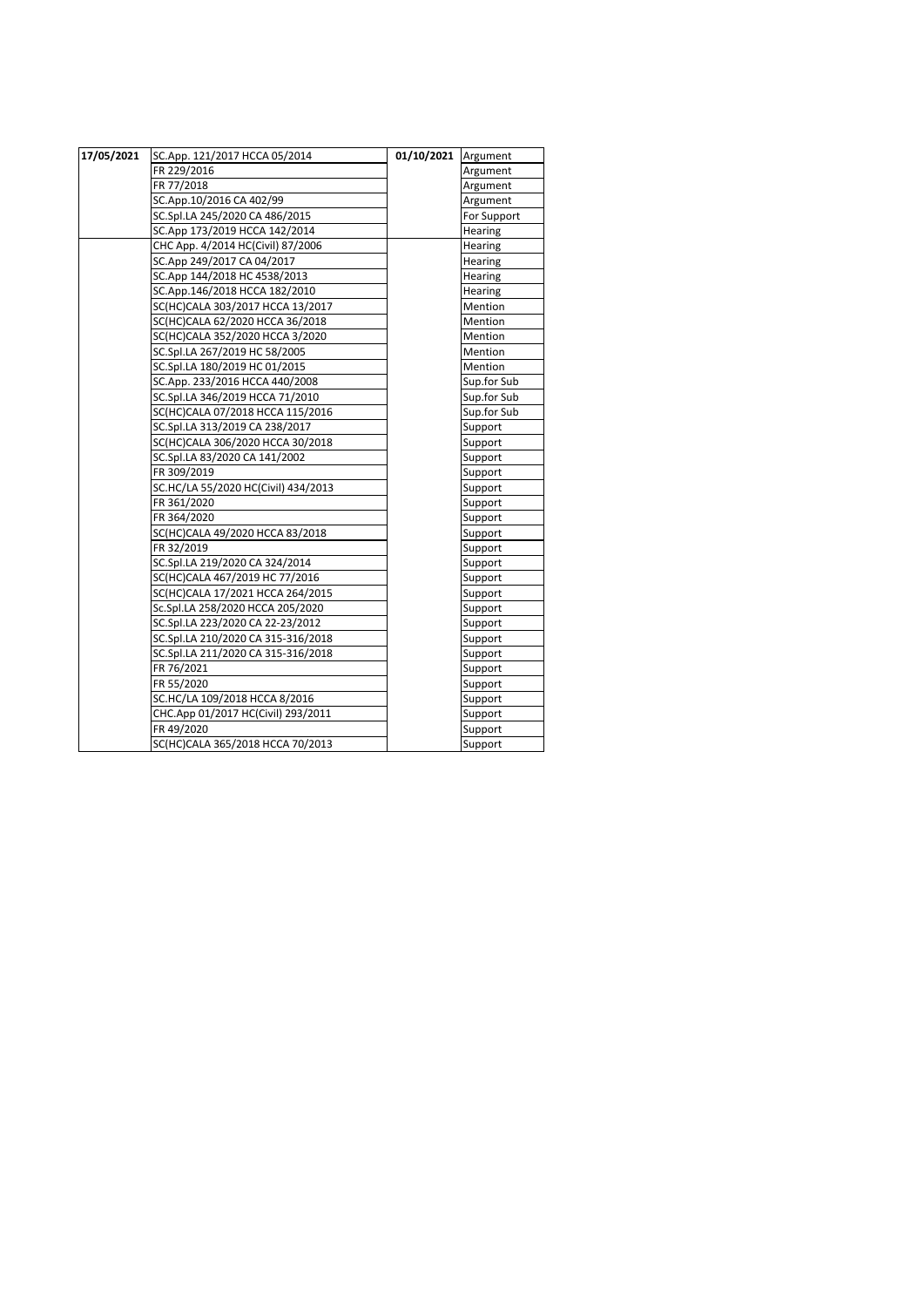| 17/05/2021 | SC.App. 121/2017 HCCA 05/2014 | 01/10/2021 | Argument |
|---|---|---|---|
| | FR 229/2016 | | Argument |
| | FR 77/2018 | | Argument |
| | SC.App.10/2016 CA 402/99 | | Argument |
| | SC.Spl.LA 245/2020 CA 486/2015 | | For Support |
| | SC.App 173/2019 HCCA 142/2014 | | Hearing |
| | CHC App. 4/2014 HC(Civil) 87/2006 | | Hearing |
| | SC.App 249/2017 CA 04/2017 | | Hearing |
| | SC.App 144/2018 HC 4538/2013 | | Hearing |
| | SC.App.146/2018 HCCA 182/2010 | | Hearing |
| | SC(HC)CALA 303/2017 HCCA 13/2017 | | Mention |
| | SC(HC)CALA 62/2020 HCCA 36/2018 | | Mention |
| | SC(HC)CALA 352/2020 HCCA 3/2020 | | Mention |
| | SC.Spl.LA 267/2019 HC 58/2005 | | Mention |
| | SC.Spl.LA 180/2019 HC 01/2015 | | Mention |
| | SC.App. 233/2016 HCCA 440/2008 | | Sup.for Sub |
| | SC.Spl.LA 346/2019 HCCA 71/2010 | | Sup.for Sub |
| | SC(HC)CALA 07/2018 HCCA 115/2016 | | Sup.for Sub |
| | SC.Spl.LA 313/2019 CA 238/2017 | | Support |
| | SC(HC)CALA 306/2020 HCCA 30/2018 | | Support |
| | SC.Spl.LA 83/2020 CA 141/2002 | | Support |
| | FR 309/2019 | | Support |
| | SC.HC/LA 55/2020 HC(Civil) 434/2013 | | Support |
| | FR 361/2020 | | Support |
| | FR 364/2020 | | Support |
| | SC(HC)CALA 49/2020 HCCA 83/2018 | | Support |
| | FR 32/2019 | | Support |
| | SC.Spl.LA 219/2020 CA 324/2014 | | Support |
| | SC(HC)CALA 467/2019 HC 77/2016 | | Support |
| | SC(HC)CALA 17/2021 HCCA 264/2015 | | Support |
| | Sc.Spl.LA 258/2020 HCCA 205/2020 | | Support |
| | SC.Spl.LA 223/2020 CA 22-23/2012 | | Support |
| | SC.Spl.LA 210/2020 CA 315-316/2018 | | Support |
| | SC.Spl.LA 211/2020 CA 315-316/2018 | | Support |
| | FR 76/2021 | | Support |
| | FR 55/2020 | | Support |
| | SC.HC/LA 109/2018 HCCA 8/2016 | | Support |
| | CHC.App 01/2017 HC(Civil) 293/2011 | | Support |
| | FR 49/2020 | | Support |
| | SC(HC)CALA 365/2018 HCCA 70/2013 | | Support |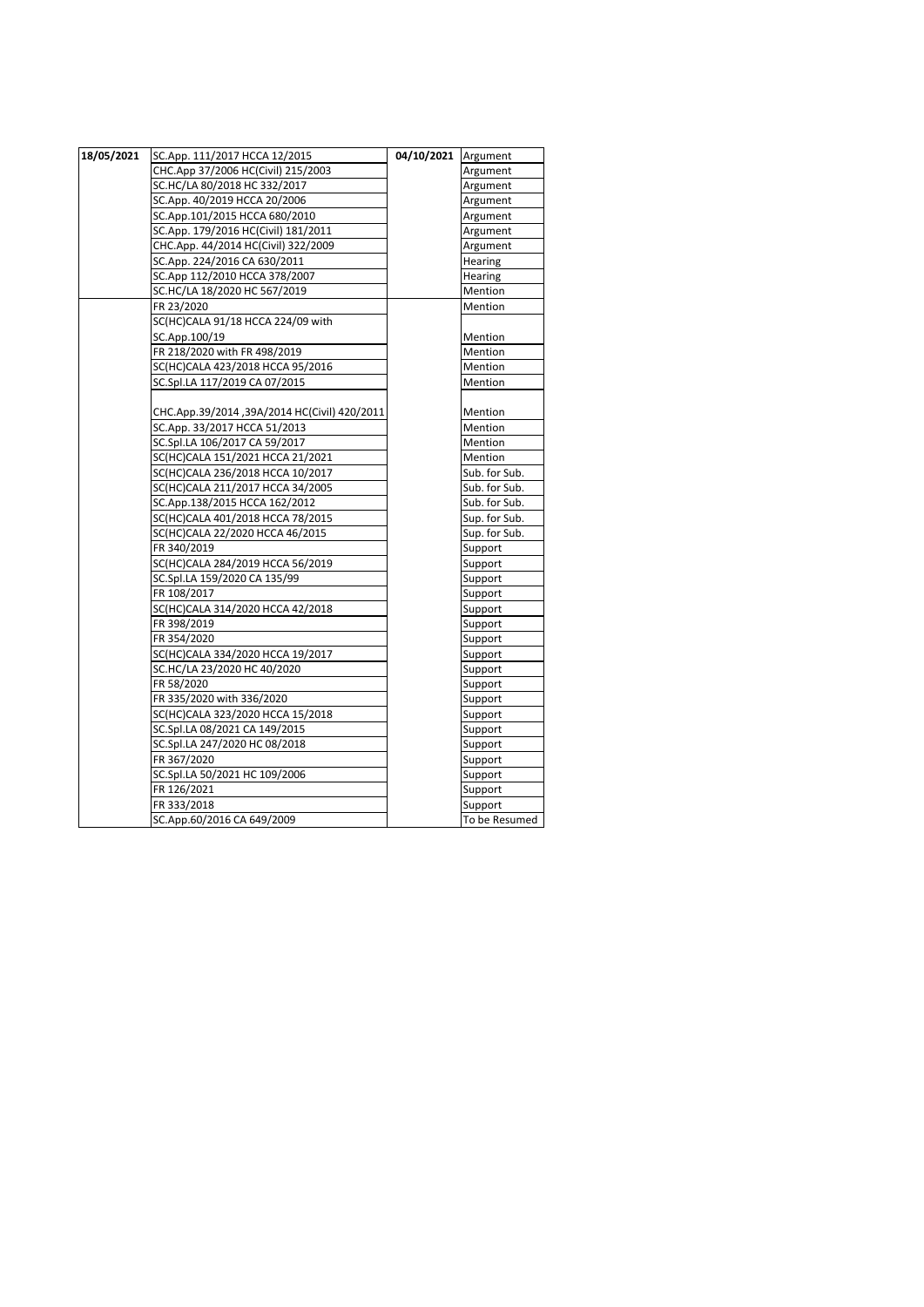| 18/05/2021 | SC.App. 111/2017 HCCA 12/2015 | 04/10/2021 | Argument |
|---|---|---|---|
| | CHC.App 37/2006 HC(Civil) 215/2003 | | Argument |
| | SC.HC/LA 80/2018 HC 332/2017 | | Argument |
| | SC.App. 40/2019 HCCA 20/2006 | | Argument |
| | SC.App.101/2015 HCCA 680/2010 | | Argument |
| | SC.App. 179/2016 HC(Civil) 181/2011 | | Argument |
| | CHC.App. 44/2014 HC(Civil) 322/2009 | | Argument |
| | SC.App. 224/2016 CA 630/2011 | | Hearing |
| | SC.App 112/2010 HCCA 378/2007 | | Hearing |
| | SC.HC/LA 18/2020 HC 567/2019 | | Mention |
| | FR 23/2020 | | Mention |
| | SC(HC)CALA 91/18 HCCA 224/09 with SC.App.100/19 | | Mention |
| | FR 218/2020 with FR 498/2019 | | Mention |
| | SC(HC)CALA 423/2018 HCCA 95/2016 | | Mention |
| | SC.Spl.LA 117/2019 CA 07/2015 | | Mention |
| | CHC.App.39/2014 ,39A/2014 HC(Civil) 420/2011 | | Mention |
| | SC.App. 33/2017 HCCA 51/2013 | | Mention |
| | SC.Spl.LA 106/2017 CA 59/2017 | | Mention |
| | SC(HC)CALA 151/2021 HCCA 21/2021 | | Mention |
| | SC(HC)CALA 236/2018 HCCA 10/2017 | | Sub. for Sub. |
| | SC(HC)CALA 211/2017 HCCA 34/2005 | | Sub. for Sub. |
| | SC.App.138/2015 HCCA 162/2012 | | Sub. for Sub. |
| | SC(HC)CALA 401/2018 HCCA 78/2015 | | Sup. for Sub. |
| | SC(HC)CALA 22/2020 HCCA 46/2015 | | Sup. for Sub. |
| | FR 340/2019 | | Support |
| | SC(HC)CALA 284/2019 HCCA 56/2019 | | Support |
| | SC.Spl.LA 159/2020 CA 135/99 | | Support |
| | FR 108/2017 | | Support |
| | SC(HC)CALA 314/2020 HCCA 42/2018 | | Support |
| | FR 398/2019 | | Support |
| | FR 354/2020 | | Support |
| | SC(HC)CALA 334/2020 HCCA 19/2017 | | Support |
| | SC.HC/LA 23/2020 HC 40/2020 | | Support |
| | FR 58/2020 | | Support |
| | FR 335/2020 with 336/2020 | | Support |
| | SC(HC)CALA 323/2020 HCCA 15/2018 | | Support |
| | SC.Spl.LA 08/2021 CA 149/2015 | | Support |
| | SC.Spl.LA 247/2020 HC 08/2018 | | Support |
| | FR 367/2020 | | Support |
| | SC.Spl.LA 50/2021 HC 109/2006 | | Support |
| | FR 126/2021 | | Support |
| | FR 333/2018 | | Support |
| | SC.App.60/2016 CA 649/2009 | | To be Resumed |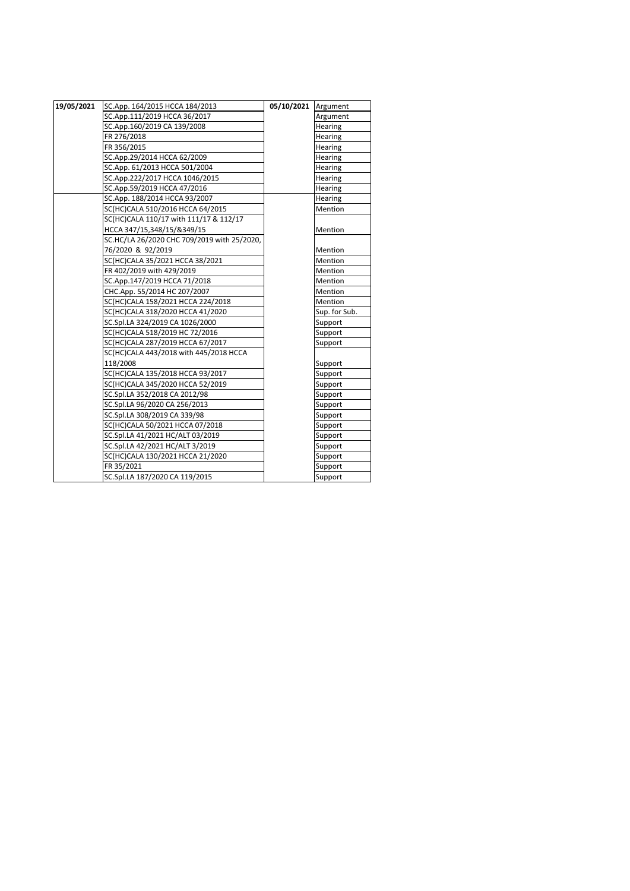| 19/05/2021 | SC.App. 164/2015 HCCA 184/2013 | 05/10/2021 | Argument |
|---|---|---|---|
| | SC.App.111/2019 HCCA 36/2017 | | Argument |
| | SC.App.160/2019 CA 139/2008 | | Hearing |
| | FR 276/2018 | | Hearing |
| | FR 356/2015 | | Hearing |
| | SC.App.29/2014 HCCA 62/2009 | | Hearing |
| | SC.App. 61/2013 HCCA 501/2004 | | Hearing |
| | SC.App.222/2017 HCCA 1046/2015 | | Hearing |
| | SC.App.59/2019 HCCA 47/2016 | | Hearing |
| | SC.App. 188/2014 HCCA 93/2007 | | Hearing |
| | SC(HC)CALA 510/2016 HCCA 64/2015 | | Mention |
| | SC(HC)CALA 110/17 with 111/17 & 112/17 HCCA 347/15,348/15/&349/15 | | Mention |
| | SC.HC/LA 26/2020 CHC 709/2019 with 25/2020, 76/2020 & 92/2019 | | Mention |
| | SC(HC)CALA 35/2021 HCCA 38/2021 | | Mention |
| | FR 402/2019 with 429/2019 | | Mention |
| | SC.App.147/2019 HCCA 71/2018 | | Mention |
| | CHC.App. 55/2014 HC 207/2007 | | Mention |
| | SC(HC)CALA 158/2021 HCCA 224/2018 | | Mention |
| | SC(HC)CALA 318/2020 HCCA 41/2020 | | Sup. for Sub. |
| | SC.Spl.LA 324/2019 CA 1026/2000 | | Support |
| | SC(HC)CALA 518/2019 HC 72/2016 | | Support |
| | SC(HC)CALA 287/2019 HCCA 67/2017 | | Support |
| | SC(HC)CALA 443/2018 with 445/2018 HCCA 118/2008 | | Support |
| | SC(HC)CALA 135/2018 HCCA 93/2017 | | Support |
| | SC(HC)CALA 345/2020 HCCA 52/2019 | | Support |
| | SC.Spl.LA 352/2018 CA 2012/98 | | Support |
| | SC.Spl.LA 96/2020 CA 256/2013 | | Support |
| | SC.Spl.LA 308/2019 CA 339/98 | | Support |
| | SC(HC)CALA 50/2021 HCCA 07/2018 | | Support |
| | SC.Spl.LA 41/2021 HC/ALT 03/2019 | | Support |
| | SC.Spl.LA 42/2021 HC/ALT 3/2019 | | Support |
| | SC(HC)CALA 130/2021 HCCA 21/2020 | | Support |
| | FR 35/2021 | | Support |
| | SC.Spl.LA 187/2020 CA 119/2015 | | Support |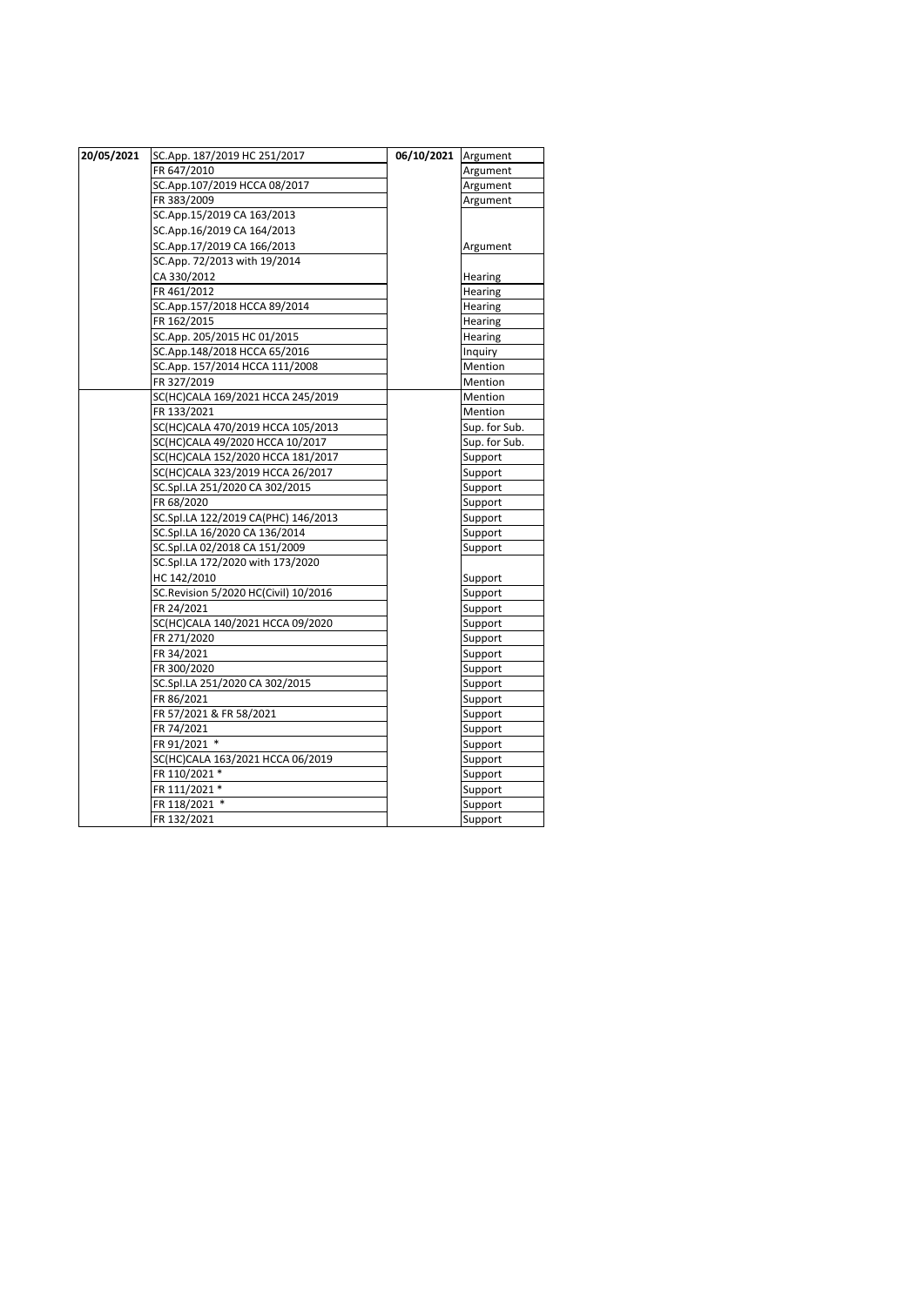| | | | |
|---|---|---|---|
| **20/05/2021** | SC.App. 187/2019 HC 251/2017 | **06/10/2021** | Argument |
| | FR 647/2010 | | Argument |
| | SC.App.107/2019 HCCA 08/2017 | | Argument |
| | FR 383/2009 | | Argument |
| | SC.App.15/2019 CA 163/2013<br>SC.App.16/2019 CA 164/2013<br>SC.App.17/2019 CA 166/2013 | | Argument |
| | SC.App. 72/2013 with 19/2014<br>CA 330/2012 | | Hearing |
| | FR 461/2012 | | Hearing |
| | SC.App.157/2018 HCCA 89/2014 | | Hearing |
| | FR 162/2015 | | Hearing |
| | SC.App. 205/2015 HC 01/2015 | | Hearing |
| | SC.App.148/2018 HCCA 65/2016 | | Inquiry |
| | SC.App. 157/2014 HCCA 111/2008 | | Mention |
| | FR 327/2019 | | Mention |
| | SC(HC)CALA 169/2021 HCCA 245/2019 | | Mention |
| | FR 133/2021 | | Mention |
| | SC(HC)CALA 470/2019 HCCA 105/2013 | | Sup. for Sub. |
| | SC(HC)CALA 49/2020 HCCA 10/2017 | | Sup. for Sub. |
| | SC(HC)CALA 152/2020 HCCA 181/2017 | | Support |
| | SC(HC)CALA 323/2019 HCCA 26/2017 | | Support |
| | SC.Spl.LA 251/2020 CA 302/2015 | | Support |
| | FR 68/2020 | | Support |
| | SC.Spl.LA 122/2019 CA(PHC) 146/2013 | | Support |
| | SC.Spl.LA 16/2020 CA 136/2014 | | Support |
| | SC.Spl.LA 02/2018 CA 151/2009 | | Support |
| | SC.Spl.LA 172/2020 with 173/2020<br>HC 142/2010 | | Support |
| | SC.Revision 5/2020 HC(Civil) 10/2016 | | Support |
| | FR 24/2021 | | Support |
| | SC(HC)CALA 140/2021 HCCA 09/2020 | | Support |
| | FR 271/2020 | | Support |
| | FR 34/2021 | | Support |
| | FR 300/2020 | | Support |
| | SC.Spl.LA 251/2020 CA 302/2015 | | Support |
| | FR 86/2021 | | Support |
| | FR 57/2021 & FR 58/2021 | | Support |
| | FR 74/2021 | | Support |
| | FR 91/2021 * | | Support |
| | SC(HC)CALA 163/2021 HCCA 06/2019 | | Support |
| | FR 110/2021 * | | Support |
| | FR 111/2021 * | | Support |
| | FR 118/2021 * | | Support |
| | FR 132/2021 | | Support |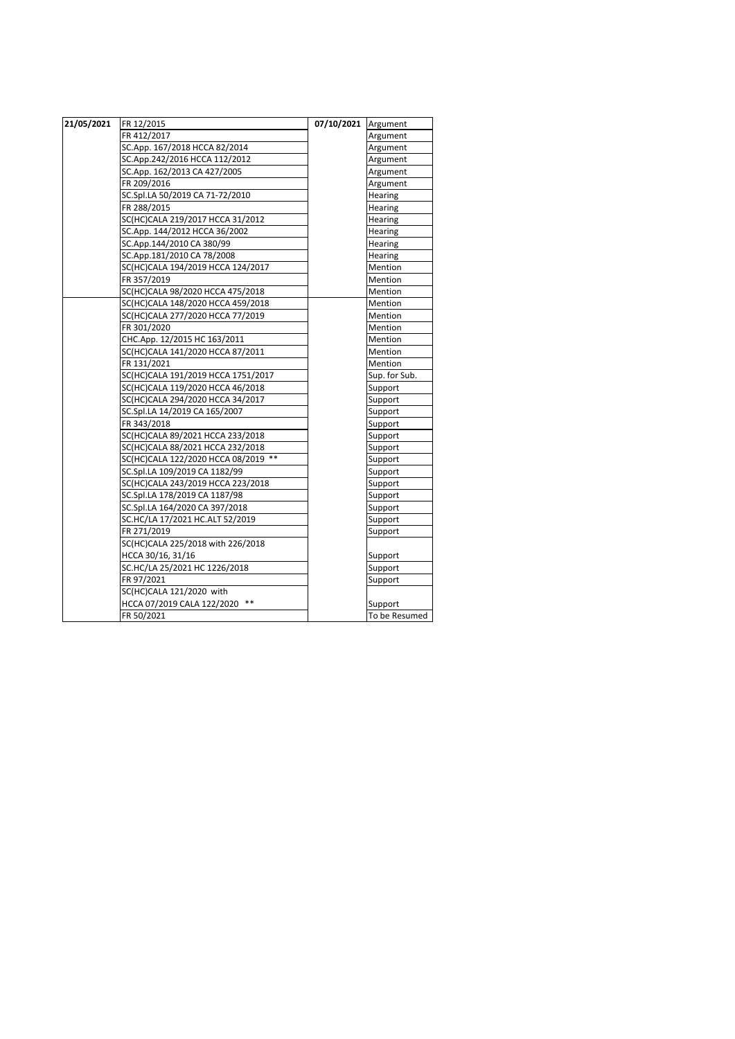| 21/05/2021 | FR 12/2015 | 07/10/2021 | Argument |
|---|---|---|---|
| | FR 412/2017 | | Argument |
| | SC.App. 167/2018 HCCA 82/2014 | | Argument |
| | SC.App.242/2016 HCCA 112/2012 | | Argument |
| | SC.App. 162/2013 CA 427/2005 | | Argument |
| | FR 209/2016 | | Argument |
| | SC.Spl.LA 50/2019 CA 71-72/2010 | | Hearing |
| | FR 288/2015 | | Hearing |
| | SC(HC)CALA 219/2017 HCCA 31/2012 | | Hearing |
| | SC.App. 144/2012 HCCA 36/2002 | | Hearing |
| | SC.App.144/2010 CA 380/99 | | Hearing |
| | SC.App.181/2010 CA 78/2008 | | Hearing |
| | SC(HC)CALA 194/2019 HCCA 124/2017 | | Mention |
| | FR 357/2019 | | Mention |
| | SC(HC)CALA 98/2020 HCCA 475/2018 | | Mention |
| | SC(HC)CALA 148/2020 HCCA 459/2018 | | Mention |
| | SC(HC)CALA 277/2020 HCCA 77/2019 | | Mention |
| | FR 301/2020 | | Mention |
| | CHC.App. 12/2015 HC 163/2011 | | Mention |
| | SC(HC)CALA 141/2020 HCCA 87/2011 | | Mention |
| | FR 131/2021 | | Mention |
| | SC(HC)CALA 191/2019 HCCA 1751/2017 | | Sup. for Sub. |
| | SC(HC)CALA 119/2020 HCCA 46/2018 | | Support |
| | SC(HC)CALA 294/2020 HCCA 34/2017 | | Support |
| | SC.Spl.LA 14/2019 CA 165/2007 | | Support |
| | FR 343/2018 | | Support |
| | SC(HC)CALA 89/2021 HCCA 233/2018 | | Support |
| | SC(HC)CALA 88/2021 HCCA 232/2018 | | Support |
| | SC(HC)CALA 122/2020 HCCA 08/2019 ** | | Support |
| | SC.Spl.LA 109/2019 CA 1182/99 | | Support |
| | SC(HC)CALA 243/2019 HCCA 223/2018 | | Support |
| | SC.Spl.LA 178/2019 CA 1187/98 | | Support |
| | SC.Spl.LA 164/2020 CA 397/2018 | | Support |
| | SC.HC/LA 17/2021 HC.ALT 52/2019 | | Support |
| | FR 271/2019 | | Support |
| | SC(HC)CALA 225/2018 with 226/2018 HCCA 30/16, 31/16 | | Support |
| | SC.HC/LA 25/2021 HC 1226/2018 | | Support |
| | FR 97/2021 | | Support |
| | SC(HC)CALA 121/2020 with HCCA 07/2019 CALA 122/2020 ** | | Support |
| | FR 50/2021 | | To be Resumed |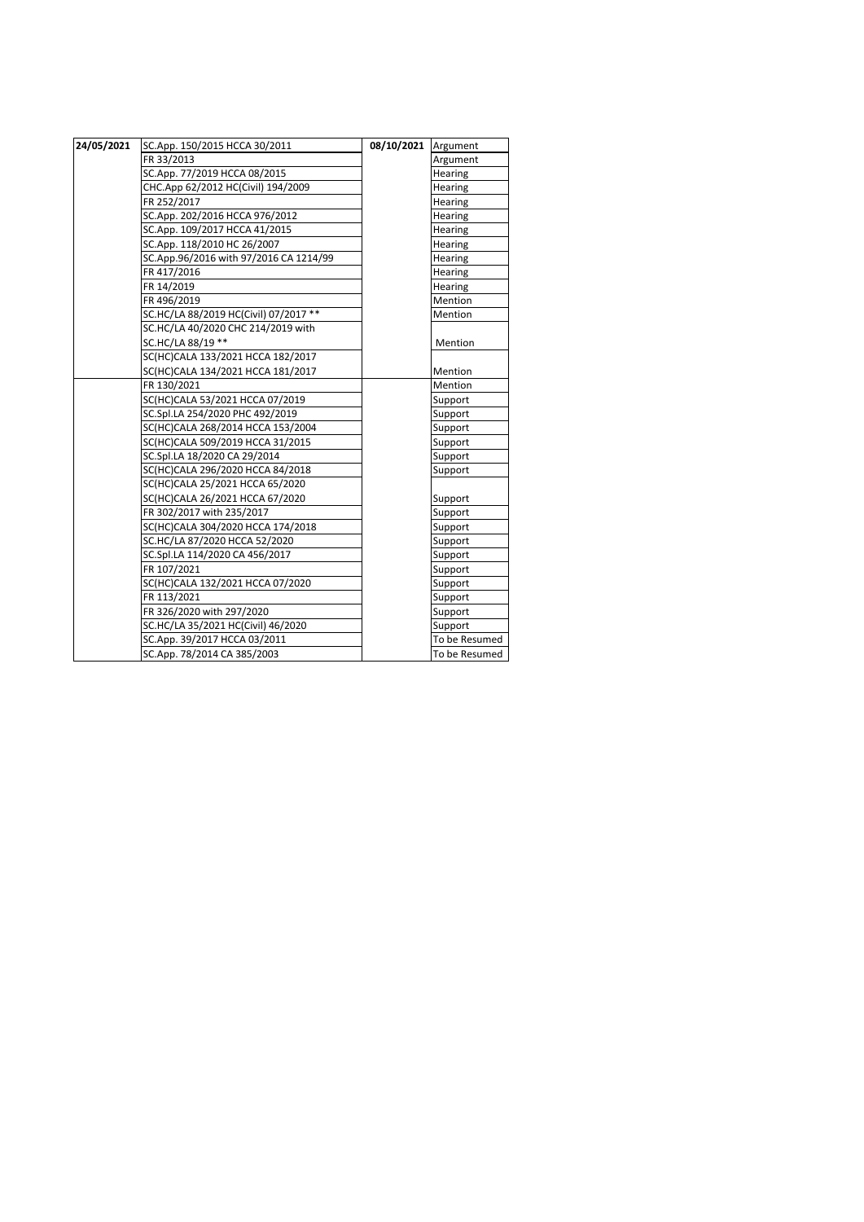| 24/05/2021 | SC.App. 150/2015 HCCA 30/2011 | 08/10/2021 | Argument |
|---|---|---|---|
| | FR 33/2013 | | Argument |
| | SC.App. 77/2019 HCCA 08/2015 | | Hearing |
| | CHC.App 62/2012 HC(Civil) 194/2009 | | Hearing |
| | FR 252/2017 | | Hearing |
| | SC.App. 202/2016 HCCA 976/2012 | | Hearing |
| | SC.App. 109/2017 HCCA 41/2015 | | Hearing |
| | SC.App. 118/2010 HC 26/2007 | | Hearing |
| | SC.App.96/2016 with 97/2016 CA 1214/99 | | Hearing |
| | FR 417/2016 | | Hearing |
| | FR 14/2019 | | Hearing |
| | FR 496/2019 | | Mention |
| | SC.HC/LA 88/2019 HC(Civil) 07/2017 ** | | Mention |
| | SC.HC/LA 40/2020 CHC 214/2019 with SC.HC/LA 88/19 ** | | Mention |
| | SC(HC)CALA 133/2021 HCCA 182/2017 SC(HC)CALA 134/2021 HCCA 181/2017 | | Mention |
| | FR 130/2021 | | Mention |
| | SC(HC)CALA 53/2021 HCCA 07/2019 | | Support |
| | SC.Spl.LA 254/2020 PHC 492/2019 | | Support |
| | SC(HC)CALA 268/2014 HCCA 153/2004 | | Support |
| | SC(HC)CALA 509/2019 HCCA 31/2015 | | Support |
| | SC.Spl.LA 18/2020 CA 29/2014 | | Support |
| | SC(HC)CALA 296/2020 HCCA 84/2018 | | Support |
| | SC(HC)CALA 25/2021 HCCA 65/2020 SC(HC)CALA 26/2021 HCCA 67/2020 | | Support |
| | FR 302/2017 with 235/2017 | | Support |
| | SC(HC)CALA 304/2020 HCCA 174/2018 | | Support |
| | SC.HC/LA 87/2020 HCCA 52/2020 | | Support |
| | SC.Spl.LA 114/2020 CA 456/2017 | | Support |
| | FR 107/2021 | | Support |
| | SC(HC)CALA 132/2021 HCCA 07/2020 | | Support |
| | FR 113/2021 | | Support |
| | FR 326/2020 with 297/2020 | | Support |
| | SC.HC/LA 35/2021 HC(Civil) 46/2020 | | Support |
| | SC.App. 39/2017 HCCA 03/2011 | | To be Resumed |
| | SC.App. 78/2014 CA 385/2003 | | To be Resumed |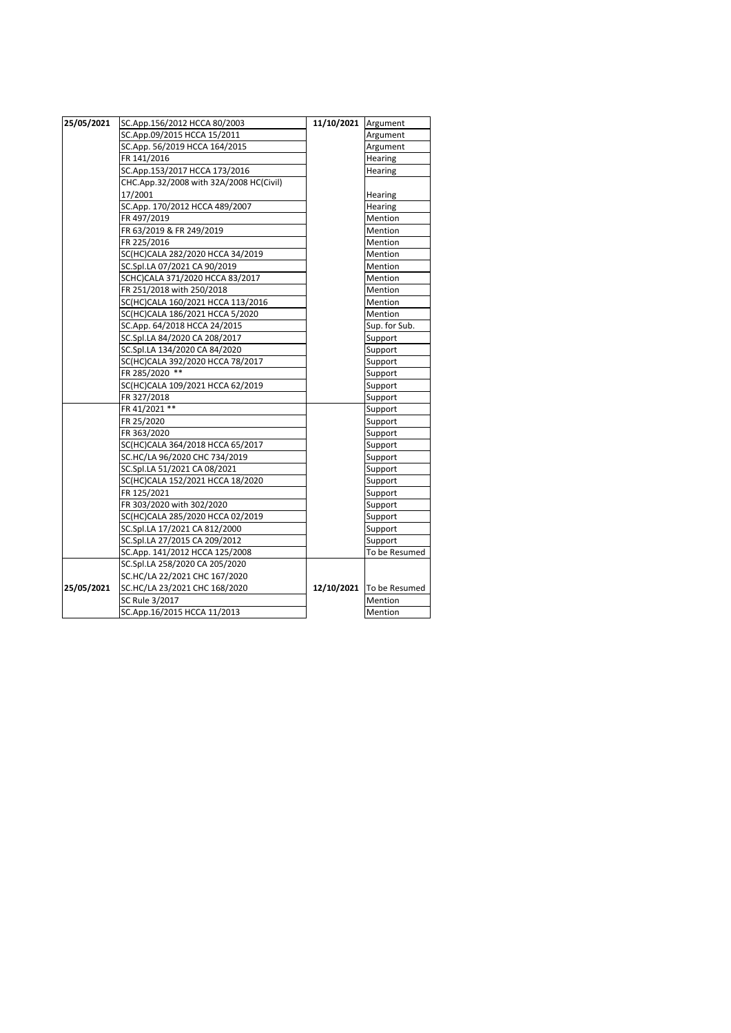| | | | |
|---|---|---|---|
| **25/05/2021** | SC.App.156/2012 HCCA 80/2003 | **11/10/2021** | Argument |
| | SC.App.09/2015 HCCA 15/2011 | | Argument |
| | SC.App. 56/2019 HCCA 164/2015 | | Argument |
| | FR 141/2016 | | Hearing |
| | SC.App.153/2017 HCCA 173/2016 | | Hearing |
| | CHC.App.32/2008 with 32A/2008 HC(Civil) 17/2001 | | Hearing |
| | SC.App. 170/2012 HCCA 489/2007 | | Hearing |
| | FR 497/2019 | | Mention |
| | FR 63/2019 & FR 249/2019 | | Mention |
| | FR 225/2016 | | Mention |
| | SC(HC)CALA 282/2020 HCCA 34/2019 | | Mention |
| | SC.Spl.LA 07/2021 CA 90/2019 | | Mention |
| | SCHC)CALA 371/2020 HCCA 83/2017 | | Mention |
| | FR 251/2018 with 250/2018 | | Mention |
| | SC(HC)CALA 160/2021 HCCA 113/2016 | | Mention |
| | SC(HC)CALA 186/2021 HCCA 5/2020 | | Mention |
| | SC.App. 64/2018 HCCA 24/2015 | | Sup. for Sub. |
| | SC.Spl.LA 84/2020 CA 208/2017 | | Support |
| | SC.Spl.LA 134/2020 CA 84/2020 | | Support |
| | SC(HC)CALA 392/2020 HCCA 78/2017 | | Support |
| | FR 285/2020 ** | | Support |
| | SC(HC)CALA 109/2021 HCCA 62/2019 | | Support |
| | FR 327/2018 | | Support |
| | FR 41/2021 ** | | Support |
| | FR 25/2020 | | Support |
| | FR 363/2020 | | Support |
| | SC(HC)CALA 364/2018 HCCA 65/2017 | | Support |
| | SC.HC/LA 96/2020 CHC 734/2019 | | Support |
| | SC.Spl.LA 51/2021 CA 08/2021 | | Support |
| | SC(HC)CALA 152/2021 HCCA 18/2020 | | Support |
| | FR 125/2021 | | Support |
| | FR 303/2020 with 302/2020 | | Support |
| | SC(HC)CALA 285/2020 HCCA 02/2019 | | Support |
| | SC.Spl.LA 17/2021 CA 812/2000 | | Support |
| | SC.Spl.LA 27/2015 CA 209/2012 | | Support |
| | SC.App. 141/2012 HCCA 125/2008 | | To be Resumed |
| **25/05/2021** | SC.Spl.LA 258/2020 CA 205/2020<br>SC.HC/LA 22/2021 CHC 167/2020<br>SC.HC/LA 23/2021 CHC 168/2020 | **12/10/2021** | To be Resumed |
| | SC Rule 3/2017 | | Mention |
| | SC.App.16/2015 HCCA 11/2013 | | Mention |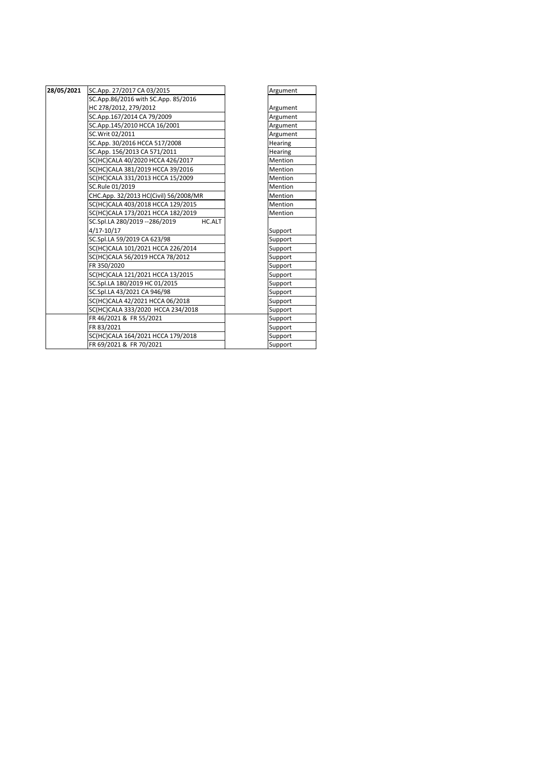| | | | |
|---|---|---|---|
| **28/05/2021** | SC.App. 27/2017 CA 03/2015 | | Argument |
| | SC.App.86/2016 with SC.App. 85/2016 HC 278/2012, 279/2012 | | Argument |
| | SC.App.167/2014 CA 79/2009 | | Argument |
| | SC.App.145/2010 HCCA 16/2001 | | Argument |
| | SC.Writ 02/2011 | | Argument |
| | SC.App. 30/2016 HCCA 517/2008 | | Hearing |
| | SC.App. 156/2013 CA 571/2011 | | Hearing |
| | SC(HC)CALA 40/2020 HCCA 426/2017 | | Mention |
| | SC(HC)CALA 381/2019 HCCA 39/2016 | | Mention |
| | SC(HC)CALA 331/2013 HCCA 15/2009 | | Mention |
| | SC.Rule 01/2019 | | Mention |
| | CHC.App. 32/2013 HC(Civil) 56/2008/MR | | Mention |
| | SC(HC)CALA 403/2018 HCCA 129/2015 | | Mention |
| | SC(HC)CALA 173/2021 HCCA 182/2019 | | Mention |
| | SC.Spl.LA 280/2019 --286/2019 HC.ALT 4/17-10/17 | | Support |
| | SC.Spl.LA 59/2019 CA 623/98 | | Support |
| | SC(HC)CALA 101/2021 HCCA 226/2014 | | Support |
| | SC(HC)CALA 56/2019 HCCA 78/2012 | | Support |
| | FR 350/2020 | | Support |
| | SC(HC)CALA 121/2021 HCCA 13/2015 | | Support |
| | SC.Spl.LA 180/2019 HC 01/2015 | | Support |
| | SC.Spl.LA 43/2021 CA 946/98 | | Support |
| | SC(HC)CALA 42/2021 HCCA 06/2018 | | Support |
| | SC(HC)CALA 333/2020 HCCA 234/2018 | | Support |
| | FR 46/2021 & FR 55/2021 | | Support |
| | FR 83/2021 | | Support |
| | SC(HC)CALA 164/2021 HCCA 179/2018 | | Support |
| | FR 69/2021 & FR 70/2021 | | Support |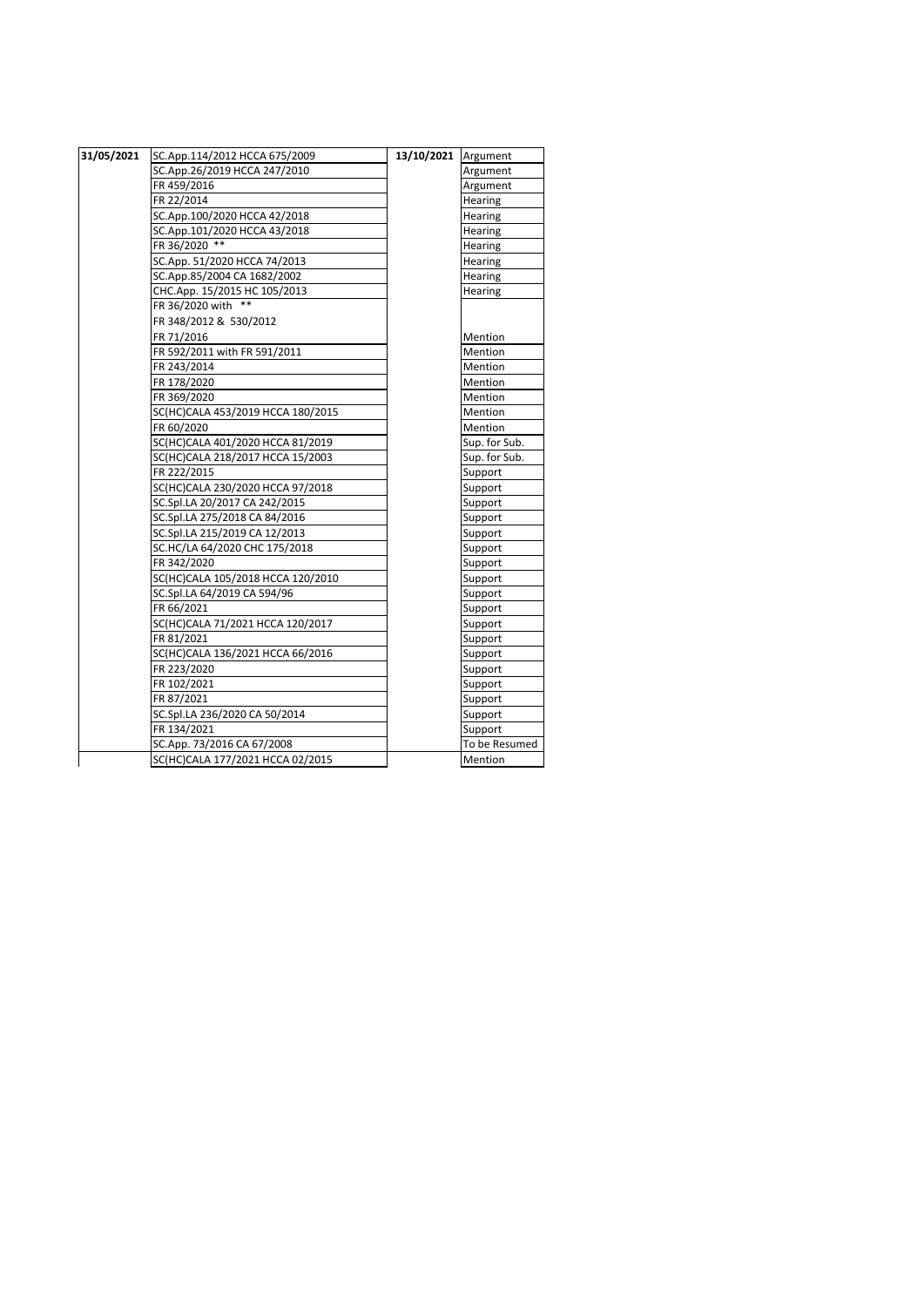| 31/05/2021 | SC.App.114/2012 HCCA 675/2009 | 13/10/2021 | Argument |
|---|---|---|---|
| | SC.App.26/2019 HCCA 247/2010 | | Argument |
| | FR 459/2016 | | Argument |
| | FR 22/2014 | | Hearing |
| | SC.App.100/2020 HCCA 42/2018 | | Hearing |
| | SC.App.101/2020 HCCA 43/2018 | | Hearing |
| | FR 36/2020 ** | | Hearing |
| | SC.App. 51/2020 HCCA 74/2013 | | Hearing |
| | SC.App.85/2004 CA 1682/2002 | | Hearing |
| | CHC.App. 15/2015 HC 105/2013 | | Hearing |
| | FR 36/2020 with ** | | |
| | FR 348/2012 & 530/2012 | | |
| | FR 71/2016 | | Mention |
| | FR 592/2011 with FR 591/2011 | | Mention |
| | FR 243/2014 | | Mention |
| | FR 178/2020 | | Mention |
| | FR 369/2020 | | Mention |
| | SC(HC)CALA 453/2019 HCCA 180/2015 | | Mention |
| | FR 60/2020 | | Mention |
| | SC(HC)CALA 401/2020 HCCA 81/2019 | | Sup. for Sub. |
| | SC(HC)CALA 218/2017 HCCA 15/2003 | | Sup. for Sub. |
| | FR 222/2015 | | Support |
| | SC(HC)CALA 230/2020 HCCA 97/2018 | | Support |
| | SC.Spl.LA 20/2017 CA 242/2015 | | Support |
| | SC.Spl.LA 275/2018 CA 84/2016 | | Support |
| | SC.Spl.LA 215/2019 CA 12/2013 | | Support |
| | SC.HC/LA 64/2020 CHC 175/2018 | | Support |
| | FR 342/2020 | | Support |
| | SC(HC)CALA 105/2018 HCCA 120/2010 | | Support |
| | SC.Spl.LA 64/2019 CA 594/96 | | Support |
| | FR 66/2021 | | Support |
| | SC(HC)CALA 71/2021 HCCA 120/2017 | | Support |
| | FR 81/2021 | | Support |
| | SC(HC)CALA 136/2021 HCCA 66/2016 | | Support |
| | FR 223/2020 | | Support |
| | FR 102/2021 | | Support |
| | FR 87/2021 | | Support |
| | SC.Spl.LA 236/2020 CA 50/2014 | | Support |
| | FR 134/2021 | | Support |
| | SC.App. 73/2016 CA 67/2008 | | To be Resumed |
| | SC(HC)CALA 177/2021 HCCA 02/2015 | | Mention |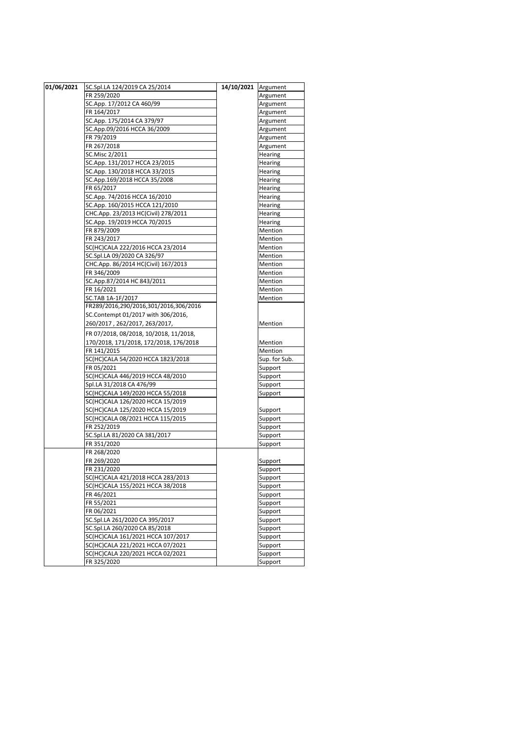| 01/06/2021 | SC.Spl.LA 124/2019 CA 25/2014 | 14/10/2021 | Argument |
|---|---|---|---|
| | FR 259/2020 | | Argument |
| | SC.App. 17/2012 CA 460/99 | | Argument |
| | FR 164/2017 | | Argument |
| | SC.App. 175/2014 CA 379/97 | | Argument |
| | SC.App.09/2016 HCCA 36/2009 | | Argument |
| | FR 79/2019 | | Argument |
| | FR 267/2018 | | Argument |
| | SC.Misc 2/2011 | | Hearing |
| | SC.App. 131/2017 HCCA 23/2015 | | Hearing |
| | SC.App. 130/2018 HCCA 33/2015 | | Hearing |
| | SC.App.169/2018 HCCA 35/2008 | | Hearing |
| | FR 65/2017 | | Hearing |
| | SC.App. 74/2016 HCCA 16/2010 | | Hearing |
| | SC.App. 160/2015 HCCA 121/2010 | | Hearing |
| | CHC.App. 23/2013 HC(Civil) 278/2011 | | Hearing |
| | SC.App. 19/2019 HCCA 70/2015 | | Hearing |
| | FR 879/2009 | | Mention |
| | FR 243/2017 | | Mention |
| | SC(HC)CALA 222/2016 HCCA 23/2014 | | Mention |
| | SC.Spl.LA 09/2020 CA 326/97 | | Mention |
| | CHC.App. 86/2014 HC(Civil) 167/2013 | | Mention |
| | FR 346/2009 | | Mention |
| | SC.App.87/2014 HC 843/2011 | | Mention |
| | FR 16/2021 | | Mention |
| | SC.TAB 1A-1F/2017 | | Mention |
| | FR289/2016,290/2016,301/2016,306/2016<br>SC.Contempt 01/2017 with 306/2016,<br>260/2017 , 262/2017, 263/2017, | | Mention |
| | FR 07/2018, 08/2018, 10/2018, 11/2018,<br>170/2018, 171/2018, 172/2018, 176/2018 | | Mention |
| | FR 141/2015 | | Mention |
| | SC(HC)CALA 54/2020 HCCA 1823/2018 | | Sup. for Sub. |
| | FR 05/2021 | | Support |
| | SC(HC)CALA 446/2019 HCCA 48/2010 | | Support |
| | Spl.LA 31/2018 CA 476/99 | | Support |
| | SC(HC)CALA 149/2020 HCCA 55/2018 | | Support |
| | SC(HC)CALA 126/2020 HCCA 15/2019<br>SC(HC)CALA 125/2020 HCCA 15/2019 | | Support |
| | SC(HC)CALA 08/2021 HCCA 115/2015 | | Support |
| | FR 252/2019 | | Support |
| | SC.Spl.LA 81/2020 CA 381/2017 | | Support |
| | FR 351/2020 | | Support |
| | FR 268/2020<br>FR 269/2020 | | Support |
| | FR 231/2020 | | Support |
| | SC(HC)CALA 421/2018 HCCA 283/2013 | | Support |
| | SC(HC)CALA 155/2021 HCCA 38/2018 | | Support |
| | FR 46/2021 | | Support |
| | FR 55/2021 | | Support |
| | FR 06/2021 | | Support |
| | SC.Spl.LA 261/2020 CA 395/2017 | | Support |
| | SC.Spl.LA 260/2020 CA 85/2018 | | Support |
| | SC(HC)CALA 161/2021 HCCA 107/2017 | | Support |
| | SC(HC)CALA 221/2021 HCCA 07/2021 | | Support |
| | SC(HC)CALA 220/2021 HCCA 02/2021 | | Support |
| | FR 325/2020 | | Support |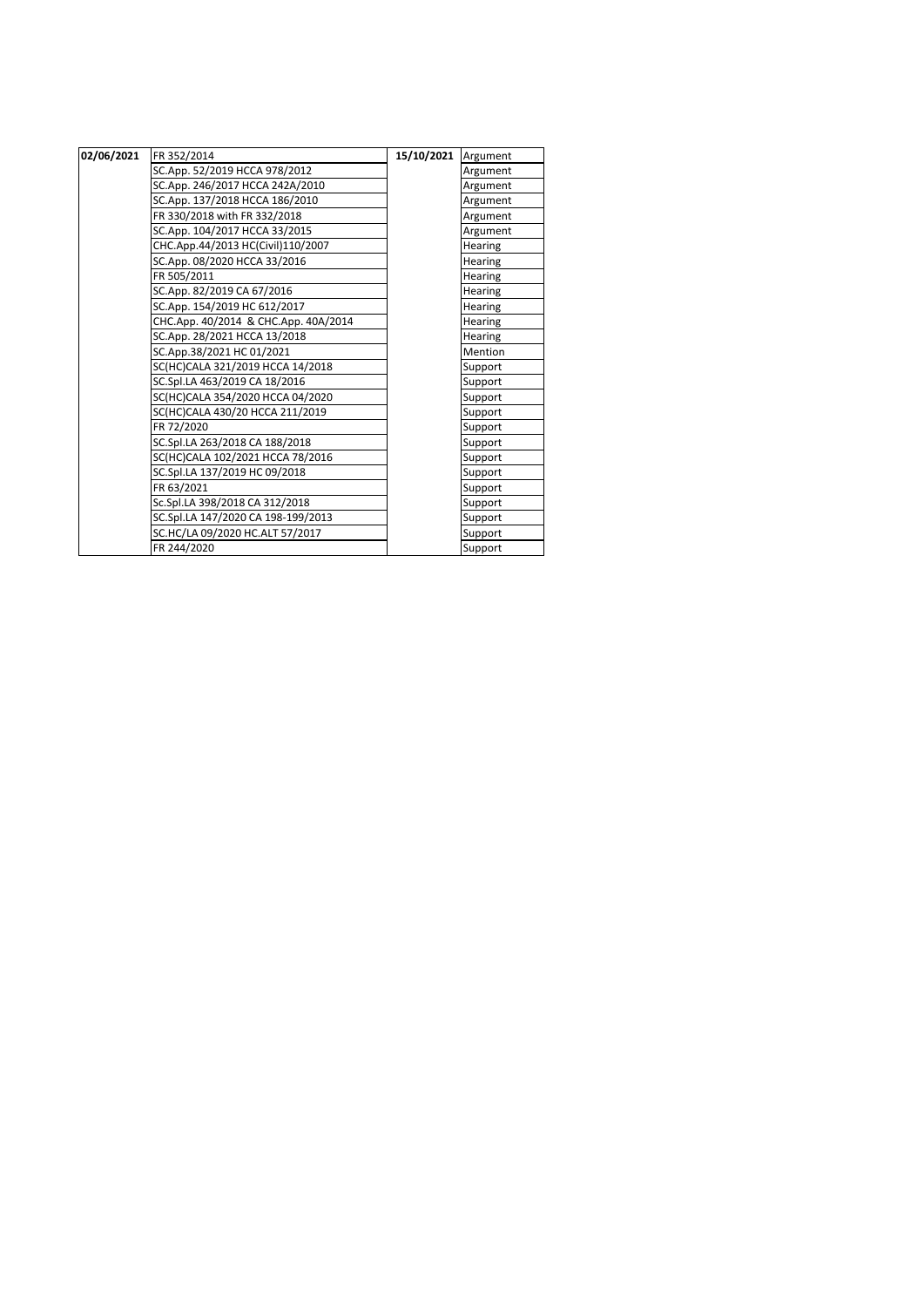| 02/06/2021 | FR 352/2014 | 15/10/2021 | Argument |
|---|---|---|---|
| | SC.App. 52/2019 HCCA 978/2012 | | Argument |
| | SC.App. 246/2017 HCCA 242A/2010 | | Argument |
| | SC.App. 137/2018 HCCA 186/2010 | | Argument |
| | FR 330/2018 with FR 332/2018 | | Argument |
| | SC.App. 104/2017 HCCA 33/2015 | | Argument |
| | CHC.App.44/2013 HC(Civil)110/2007 | | Hearing |
| | SC.App. 08/2020 HCCA 33/2016 | | Hearing |
| | FR 505/2011 | | Hearing |
| | SC.App. 82/2019 CA 67/2016 | | Hearing |
| | SC.App. 154/2019 HC 612/2017 | | Hearing |
| | CHC.App. 40/2014 & CHC.App. 40A/2014 | | Hearing |
| | SC.App. 28/2021 HCCA 13/2018 | | Hearing |
| | SC.App.38/2021 HC 01/2021 | | Mention |
| | SC(HC)CALA 321/2019 HCCA 14/2018 | | Support |
| | SC.Spl.LA 463/2019 CA 18/2016 | | Support |
| | SC(HC)CALA 354/2020 HCCA 04/2020 | | Support |
| | SC(HC)CALA 430/20 HCCA 211/2019 | | Support |
| | FR 72/2020 | | Support |
| | SC.Spl.LA 263/2018 CA 188/2018 | | Support |
| | SC(HC)CALA 102/2021 HCCA 78/2016 | | Support |
| | SC.Spl.LA 137/2019 HC 09/2018 | | Support |
| | FR 63/2021 | | Support |
| | Sc.Spl.LA 398/2018 CA 312/2018 | | Support |
| | SC.Spl.LA 147/2020 CA 198-199/2013 | | Support |
| | SC.HC/LA 09/2020 HC.ALT 57/2017 | | Support |
| | FR 244/2020 | | Support |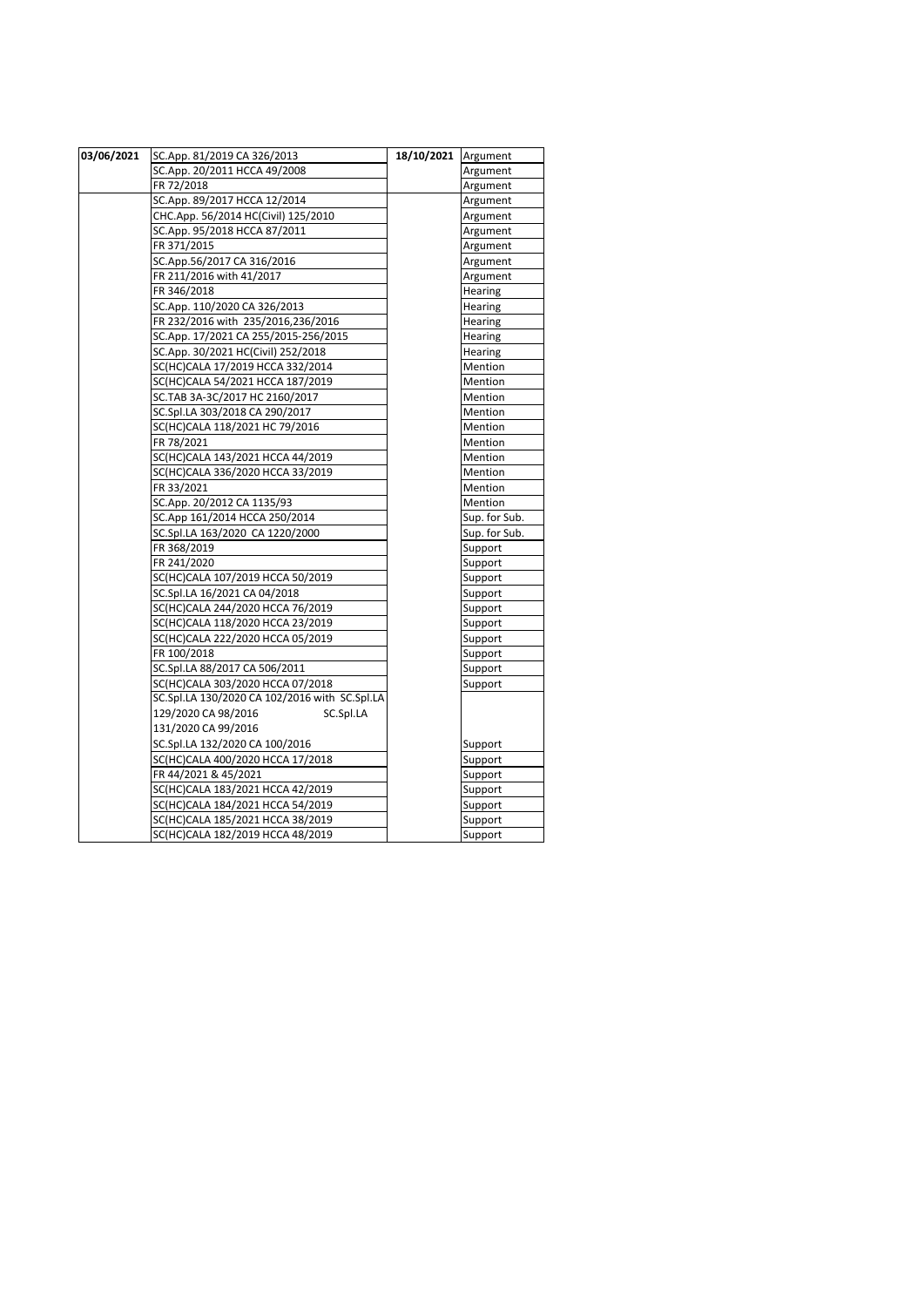| 03/06/2021 | SC.App. 81/2019 CA 326/2013 | 18/10/2021 | Argument |
|---|---|---|---|
| | SC.App. 20/2011 HCCA 49/2008 | | Argument |
| | FR 72/2018 | | Argument |
| | SC.App. 89/2017 HCCA 12/2014 | | Argument |
| | CHC.App. 56/2014 HC(Civil) 125/2010 | | Argument |
| | SC.App. 95/2018 HCCA 87/2011 | | Argument |
| | FR 371/2015 | | Argument |
| | SC.App.56/2017 CA 316/2016 | | Argument |
| | FR 211/2016 with 41/2017 | | Argument |
| | FR 346/2018 | | Hearing |
| | SC.App. 110/2020 CA 326/2013 | | Hearing |
| | FR 232/2016 with 235/2016,236/2016 | | Hearing |
| | SC.App. 17/2021 CA 255/2015-256/2015 | | Hearing |
| | SC.App. 30/2021 HC(Civil) 252/2018 | | Hearing |
| | SC(HC)CALA 17/2019 HCCA 332/2014 | | Mention |
| | SC(HC)CALA 54/2021 HCCA 187/2019 | | Mention |
| | SC.TAB 3A-3C/2017 HC 2160/2017 | | Mention |
| | SC.Spl.LA 303/2018 CA 290/2017 | | Mention |
| | SC(HC)CALA 118/2021 HC 79/2016 | | Mention |
| | FR 78/2021 | | Mention |
| | SC(HC)CALA 143/2021 HCCA 44/2019 | | Mention |
| | SC(HC)CALA 336/2020 HCCA 33/2019 | | Mention |
| | FR 33/2021 | | Mention |
| | SC.App. 20/2012 CA 1135/93 | | Mention |
| | SC.App 161/2014 HCCA 250/2014 | | Sup. for Sub. |
| | SC.Spl.LA 163/2020 CA 1220/2000 | | Sup. for Sub. |
| | FR 368/2019 | | Support |
| | FR 241/2020 | | Support |
| | SC(HC)CALA 107/2019 HCCA 50/2019 | | Support |
| | SC.Spl.LA 16/2021 CA 04/2018 | | Support |
| | SC(HC)CALA 244/2020 HCCA 76/2019 | | Support |
| | SC(HC)CALA 118/2020 HCCA 23/2019 | | Support |
| | SC(HC)CALA 222/2020 HCCA 05/2019 | | Support |
| | FR 100/2018 | | Support |
| | SC.Spl.LA 88/2017 CA 506/2011 | | Support |
| | SC(HC)CALA 303/2020 HCCA 07/2018 | | Support |
| | SC.Spl.LA 130/2020 CA 102/2016 with SC.Spl.LA 129/2020 CA 98/2016 SC.Spl.LA 131/2020 CA 99/2016 | | |
| | SC.Spl.LA 132/2020 CA 100/2016 | | Support |
| | SC(HC)CALA 400/2020 HCCA 17/2018 | | Support |
| | FR 44/2021 & 45/2021 | | Support |
| | SC(HC)CALA 183/2021 HCCA 42/2019 | | Support |
| | SC(HC)CALA 184/2021 HCCA 54/2019 | | Support |
| | SC(HC)CALA 185/2021 HCCA 38/2019 | | Support |
| | SC(HC)CALA 182/2019 HCCA 48/2019 | | Support |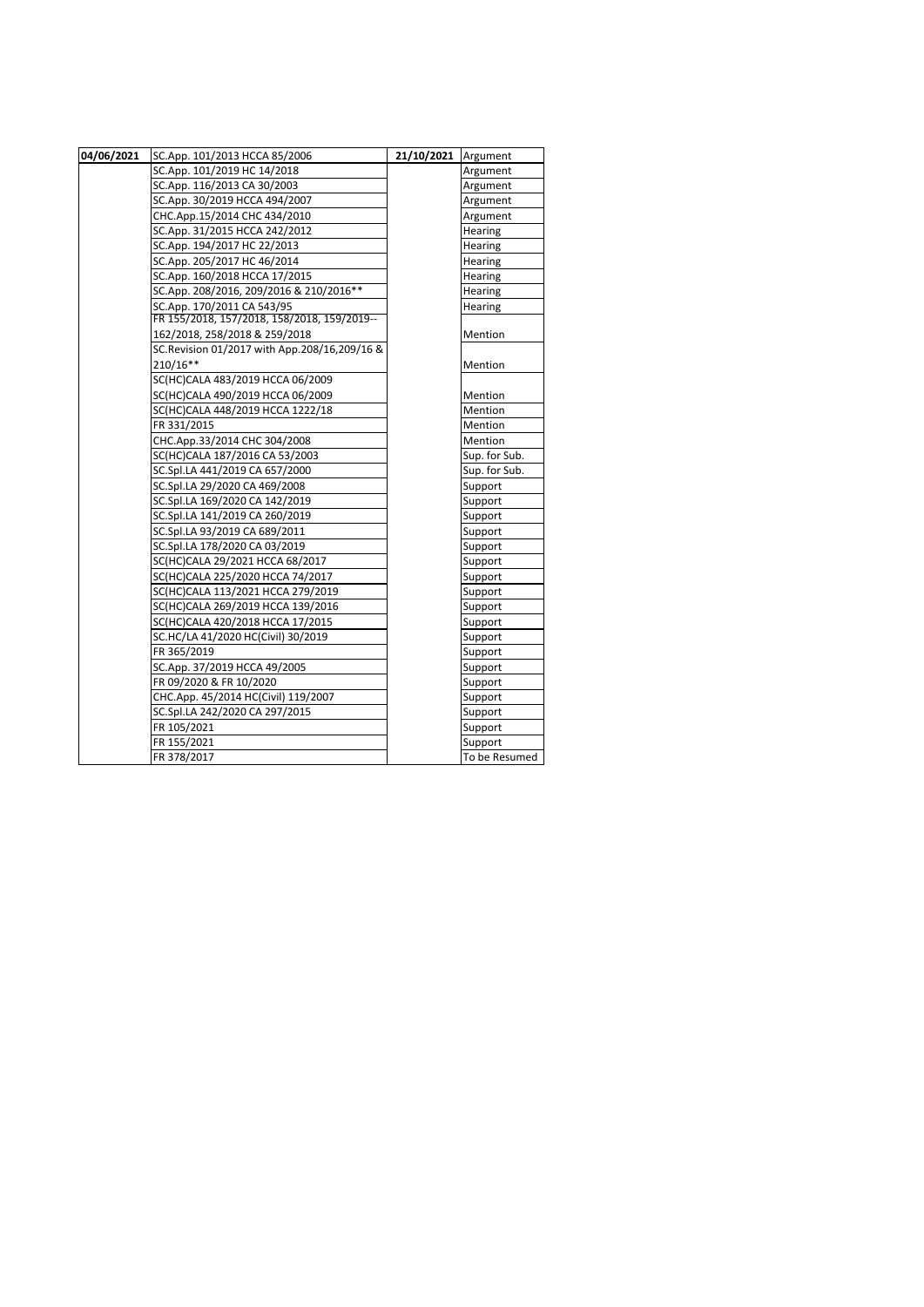| 04/06/2021 | SC.App. 101/2013 HCCA 85/2006 | 21/10/2021 | Argument |
|---|---|---|---|
| | SC.App. 101/2019 HC 14/2018 | | Argument |
| | SC.App. 116/2013 CA 30/2003 | | Argument |
| | SC.App. 30/2019 HCCA 494/2007 | | Argument |
| | CHC.App.15/2014 CHC 434/2010 | | Argument |
| | SC.App. 31/2015 HCCA 242/2012 | | Hearing |
| | SC.App. 194/2017 HC 22/2013 | | Hearing |
| | SC.App. 205/2017 HC 46/2014 | | Hearing |
| | SC.App. 160/2018 HCCA 17/2015 | | Hearing |
| | SC.App. 208/2016, 209/2016 & 210/2016** | | Hearing |
| | SC.App. 170/2011 CA 543/95 | | Hearing |
| | FR 155/2018, 157/2018, 158/2018, 159/2019-- 162/2018, 258/2018 & 259/2018 | | Mention |
| | SC.Revision 01/2017 with App.208/16,209/16 & 210/16** | | Mention |
| | SC(HC)CALA 483/2019 HCCA 06/2009 | | |
| | SC(HC)CALA 490/2019 HCCA 06/2009 | | Mention |
| | SC(HC)CALA 448/2019 HCCA 1222/18 | | Mention |
| | FR 331/2015 | | Mention |
| | CHC.App.33/2014 CHC 304/2008 | | Mention |
| | SC(HC)CALA 187/2016 CA 53/2003 | | Sup. for Sub. |
| | SC.Spl.LA 441/2019 CA 657/2000 | | Sup. for Sub. |
| | SC.Spl.LA 29/2020 CA 469/2008 | | Support |
| | SC.Spl.LA 169/2020 CA 142/2019 | | Support |
| | SC.Spl.LA 141/2019 CA 260/2019 | | Support |
| | SC.Spl.LA 93/2019 CA 689/2011 | | Support |
| | SC.Spl.LA 178/2020 CA 03/2019 | | Support |
| | SC(HC)CALA 29/2021 HCCA 68/2017 | | Support |
| | SC(HC)CALA 225/2020 HCCA 74/2017 | | Support |
| | SC(HC)CALA 113/2021 HCCA 279/2019 | | Support |
| | SC(HC)CALA 269/2019 HCCA 139/2016 | | Support |
| | SC(HC)CALA 420/2018 HCCA 17/2015 | | Support |
| | SC.HC/LA 41/2020 HC(Civil) 30/2019 | | Support |
| | FR 365/2019 | | Support |
| | SC.App. 37/2019 HCCA 49/2005 | | Support |
| | FR 09/2020 & FR 10/2020 | | Support |
| | CHC.App. 45/2014 HC(Civil) 119/2007 | | Support |
| | SC.Spl.LA 242/2020 CA 297/2015 | | Support |
| | FR 105/2021 | | Support |
| | FR 155/2021 | | Support |
| | FR 378/2017 | | To be Resumed |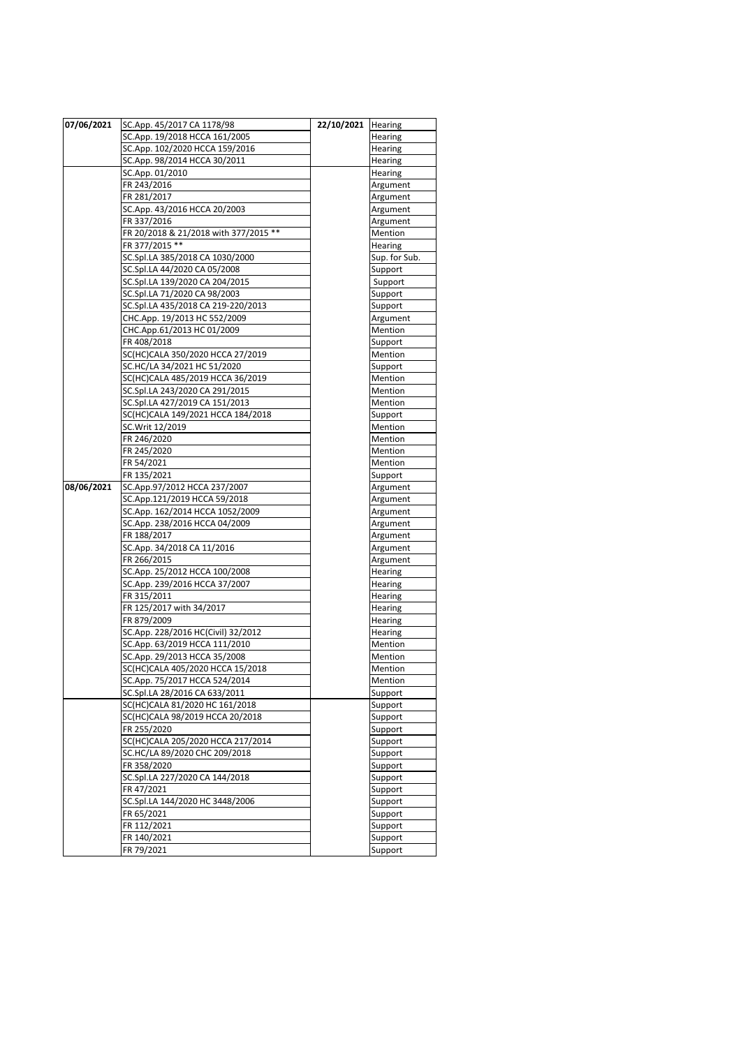| | | | |
|---|---|---|---|
| **07/06/2021** | SC.App. 45/2017 CA 1178/98 | **22/10/2021** | Hearing |
| | SC.App. 19/2018 HCCA 161/2005 | | Hearing |
| | SC.App. 102/2020 HCCA 159/2016 | | Hearing |
| | SC.App. 98/2014 HCCA 30/2011 | | Hearing |
| | SC.App. 01/2010 | | Hearing |
| | FR 243/2016 | | Argument |
| | FR 281/2017 | | Argument |
| | SC.App. 43/2016 HCCA 20/2003 | | Argument |
| | FR 337/2016 | | Argument |
| | FR 20/2018 & 21/2018 with 377/2015 ** | | Mention |
| | FR 377/2015 ** | | Hearing |
| | SC.Spl.LA 385/2018 CA 1030/2000 | | Sup. for Sub. |
| | SC.Spl.LA 44/2020 CA 05/2008 | | Support |
| | SC.Spl.LA 139/2020 CA 204/2015 | | Support |
| | SC.Spl.LA 71/2020 CA 98/2003 | | Support |
| | SC.Spl.LA 435/2018 CA 219-220/2013 | | Support |
| | CHC.App. 19/2013 HC 552/2009 | | Argument |
| | CHC.App.61/2013 HC 01/2009 | | Mention |
| | FR 408/2018 | | Support |
| | SC(HC)CALA 350/2020 HCCA 27/2019 | | Mention |
| | SC.HC/LA 34/2021 HC 51/2020 | | Support |
| | SC(HC)CALA 485/2019 HCCA 36/2019 | | Mention |
| | SC.Spl.LA 243/2020 CA 291/2015 | | Mention |
| | SC.Spl.LA 427/2019 CA 151/2013 | | Mention |
| | SC(HC)CALA 149/2021 HCCA 184/2018 | | Support |
| | SC.Writ 12/2019 | | Mention |
| | FR 246/2020 | | Mention |
| | FR 245/2020 | | Mention |
| | FR 54/2021 | | Mention |
| | FR 135/2021 | | Support |
| **08/06/2021** | SC.App.97/2012 HCCA 237/2007 | | Argument |
| | SC.App.121/2019 HCCA 59/2018 | | Argument |
| | SC.App. 162/2014 HCCA 1052/2009 | | Argument |
| | SC.App. 238/2016 HCCA 04/2009 | | Argument |
| | FR 188/2017 | | Argument |
| | SC.App. 34/2018 CA 11/2016 | | Argument |
| | FR 266/2015 | | Argument |
| | SC.App. 25/2012 HCCA 100/2008 | | Hearing |
| | SC.App. 239/2016 HCCA 37/2007 | | Hearing |
| | FR 315/2011 | | Hearing |
| | FR 125/2017 with 34/2017 | | Hearing |
| | FR 879/2009 | | Hearing |
| | SC.App. 228/2016 HC(Civil) 32/2012 | | Hearing |
| | SC.App. 63/2019 HCCA 111/2010 | | Mention |
| | SC.App. 29/2013 HCCA 35/2008 | | Mention |
| | SC(HC)CALA 405/2020 HCCA 15/2018 | | Mention |
| | SC.App. 75/2017 HCCA 524/2014 | | Mention |
| | SC.Spl.LA 28/2016 CA 633/2011 | | Support |
| | SC(HC)CALA 81/2020 HC 161/2018 | | Support |
| | SC(HC)CALA 98/2019 HCCA 20/2018 | | Support |
| | FR 255/2020 | | Support |
| | SC(HC)CALA 205/2020 HCCA 217/2014 | | Support |
| | SC.HC/LA 89/2020 CHC 209/2018 | | Support |
| | FR 358/2020 | | Support |
| | SC.Spl.LA 227/2020 CA 144/2018 | | Support |
| | FR 47/2021 | | Support |
| | SC.Spl.LA 144/2020 HC 3448/2006 | | Support |
| | FR 65/2021 | | Support |
| | FR 112/2021 | | Support |
| | FR 140/2021 | | Support |
| | FR 79/2021 | | Support |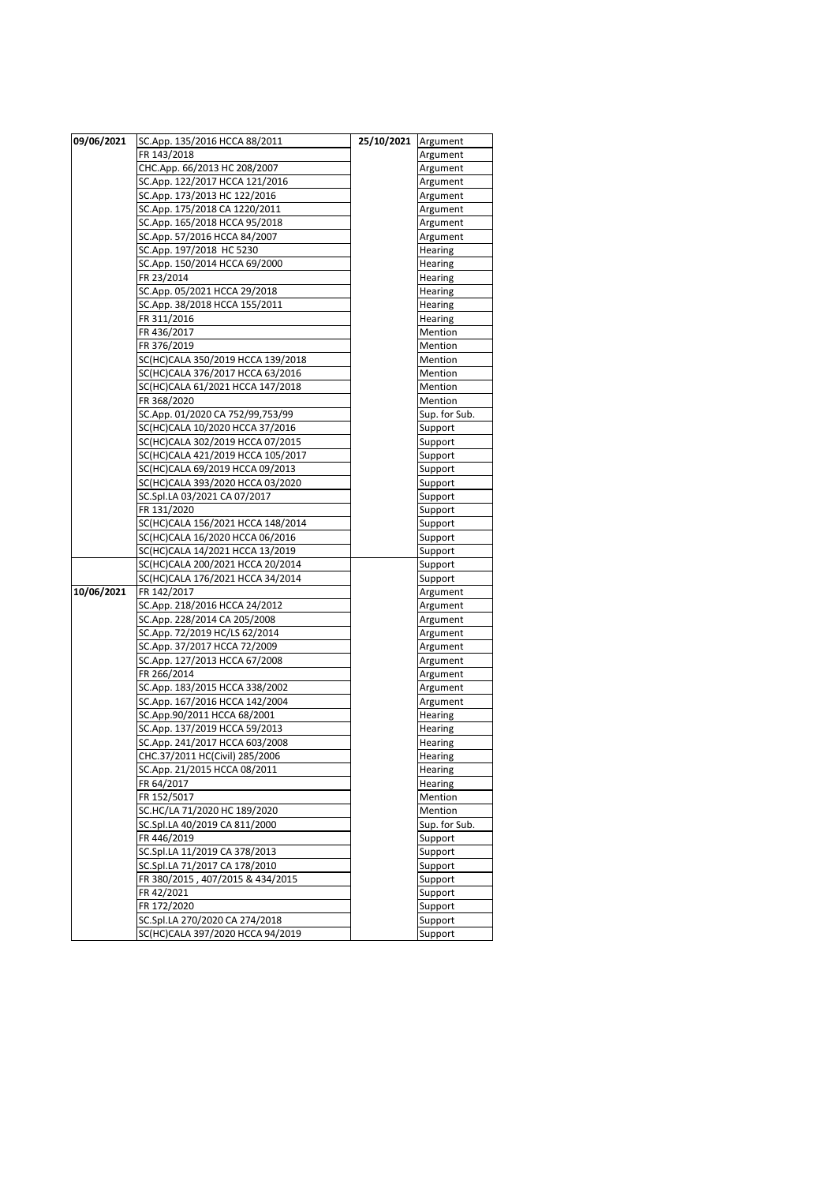| 09/06/2021 | SC.App. 135/2016 HCCA 88/2011 | 25/10/2021 | Argument |
|---|---|---|---|
| | FR 143/2018 | | Argument |
| | CHC.App. 66/2013 HC 208/2007 | | Argument |
| | SC.App. 122/2017 HCCA 121/2016 | | Argument |
| | SC.App. 173/2013 HC 122/2016 | | Argument |
| | SC.App. 175/2018 CA 1220/2011 | | Argument |
| | SC.App. 165/2018 HCCA 95/2018 | | Argument |
| | SC.App. 57/2016 HCCA 84/2007 | | Argument |
| | SC.App. 197/2018 HC 5230 | | Hearing |
| | SC.App. 150/2014 HCCA 69/2000 | | Hearing |
| | FR 23/2014 | | Hearing |
| | SC.App. 05/2021 HCCA 29/2018 | | Hearing |
| | SC.App. 38/2018 HCCA 155/2011 | | Hearing |
| | FR 311/2016 | | Hearing |
| | FR 436/2017 | | Mention |
| | FR 376/2019 | | Mention |
| | SC(HC)CALA 350/2019 HCCA 139/2018 | | Mention |
| | SC(HC)CALA 376/2017 HCCA 63/2016 | | Mention |
| | SC(HC)CALA 61/2021 HCCA 147/2018 | | Mention |
| | FR 368/2020 | | Mention |
| | SC.App. 01/2020 CA 752/99,753/99 | | Sup. for Sub. |
| | SC(HC)CALA 10/2020 HCCA 37/2016 | | Support |
| | SC(HC)CALA 302/2019 HCCA 07/2015 | | Support |
| | SC(HC)CALA 421/2019 HCCA 105/2017 | | Support |
| | SC(HC)CALA 69/2019 HCCA 09/2013 | | Support |
| | SC(HC)CALA 393/2020 HCCA 03/2020 | | Support |
| | SC.Spl.LA 03/2021 CA 07/2017 | | Support |
| | FR 131/2020 | | Support |
| | SC(HC)CALA 156/2021 HCCA 148/2014 | | Support |
| | SC(HC)CALA 16/2020 HCCA 06/2016 | | Support |
| | SC(HC)CALA 14/2021 HCCA 13/2019 | | Support |
| | SC(HC)CALA 200/2021 HCCA 20/2014 | | Support |
| | SC(HC)CALA 176/2021 HCCA 34/2014 | | Support |
| 10/06/2021 | FR 142/2017 | | Argument |
| | SC.App. 218/2016 HCCA 24/2012 | | Argument |
| | SC.App. 228/2014 CA 205/2008 | | Argument |
| | SC.App. 72/2019 HC/LS 62/2014 | | Argument |
| | SC.App. 37/2017 HCCA 72/2009 | | Argument |
| | SC.App. 127/2013 HCCA 67/2008 | | Argument |
| | FR 266/2014 | | Argument |
| | SC.App. 183/2015 HCCA 338/2002 | | Argument |
| | SC.App. 167/2016 HCCA 142/2004 | | Argument |
| | SC.App.90/2011 HCCA 68/2001 | | Hearing |
| | SC.App. 137/2019 HCCA 59/2013 | | Hearing |
| | SC.App. 241/2017 HCCA 603/2008 | | Hearing |
| | CHC.37/2011 HC(Civil) 285/2006 | | Hearing |
| | SC.App. 21/2015 HCCA 08/2011 | | Hearing |
| | FR 64/2017 | | Hearing |
| | FR 152/5017 | | Mention |
| | SC.HC/LA 71/2020 HC 189/2020 | | Mention |
| | SC.Spl.LA 40/2019 CA 811/2000 | | Sup. for Sub. |
| | FR 446/2019 | | Support |
| | SC.Spl.LA 11/2019 CA 378/2013 | | Support |
| | SC.Spl.LA 71/2017 CA 178/2010 | | Support |
| | FR 380/2015 , 407/2015 & 434/2015 | | Support |
| | FR 42/2021 | | Support |
| | FR 172/2020 | | Support |
| | SC.Spl.LA 270/2020 CA 274/2018 | | Support |
| | SC(HC)CALA 397/2020 HCCA 94/2019 | | Support |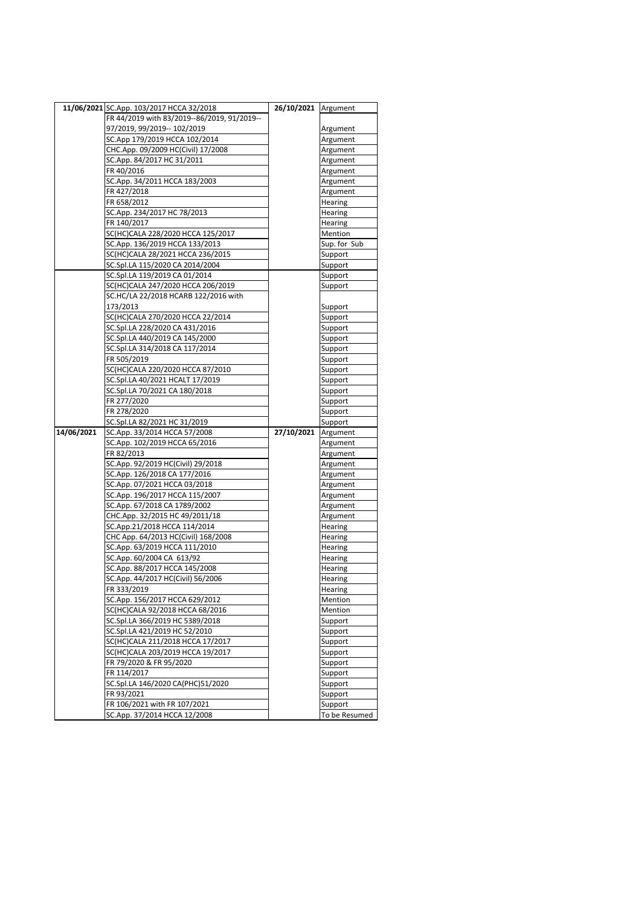| | | | |
|---|---|---|---|
| **11/06/2021** | SC.App. 103/2017 HCCA 32/2018 | **26/10/2021** | Argument |
| | FR 44/2019 with 83/2019--86/2019, 91/2019--97/2019, 99/2019-- 102/2019 | | Argument |
| | SC.App 179/2019 HCCA 102/2014 | | Argument |
| | CHC.App. 09/2009 HC(Civil) 17/2008 | | Argument |
| | SC.App. 84/2017 HC 31/2011 | | Argument |
| | FR 40/2016 | | Argument |
| | SC.App. 34/2011 HCCA 183/2003 | | Argument |
| | FR 427/2018 | | Argument |
| | FR 658/2012 | | Hearing |
| | SC.App. 234/2017 HC 78/2013 | | Hearing |
| | FR 140/2017 | | Hearing |
| | SC(HC)CALA 228/2020 HCCA 125/2017 | | Mention |
| | SC.App. 136/2019 HCCA 133/2013 | | Sup. for Sub |
| | SC(HC)CALA 28/2021 HCCA 236/2015 | | Support |
| | SC.Spl.LA 115/2020 CA 2014/2004 | | Support |
| | SC.Spl.LA 119/2019 CA 01/2014 | | Support |
| | SC(HC)CALA 247/2020 HCCA 206/2019 | | Support |
| | SC.HC/LA 22/2018 HCARB 122/2016 with 173/2013 | | Support |
| | SC(HC)CALA 270/2020 HCCA 22/2014 | | Support |
| | SC.Spl.LA 228/2020 CA 431/2016 | | Support |
| | SC.Spl.LA 440/2019 CA 145/2000 | | Support |
| | SC.Spl.LA 314/2018 CA 117/2014 | | Support |
| | FR 505/2019 | | Support |
| | SC(HC)CALA 220/2020 HCCA 87/2010 | | Support |
| | SC.Spl.LA 40/2021 HCALT 17/2019 | | Support |
| | SC.Spl.LA 70/2021 CA 180/2018 | | Support |
| | FR 277/2020 | | Support |
| | FR 278/2020 | | Support |
| | SC.Spl.LA 82/2021 HC 31/2019 | | Support |
| **14/06/2021** | SC.App. 33/2014 HCCA 57/2008 | **27/10/2021** | Argument |
| | SC.App. 102/2019 HCCA 65/2016 | | Argument |
| | FR 82/2013 | | Argument |
| | SC.App. 92/2019 HC(Civil) 29/2018 | | Argument |
| | SC.App. 126/2018 CA 177/2016 | | Argument |
| | SC.App. 07/2021 HCCA 03/2018 | | Argument |
| | SC.App. 196/2017 HCCA 115/2007 | | Argument |
| | SC.App. 67/2018 CA 1789/2002 | | Argument |
| | CHC.App. 32/2015 HC 49/2011/18 | | Argument |
| | SC.App.21/2018 HCCA 114/2014 | | Hearing |
| | CHC App. 64/2013 HC(Civil) 168/2008 | | Hearing |
| | SC.App. 63/2019 HCCA 111/2010 | | Hearing |
| | SC.App. 60/2004 CA 613/92 | | Hearing |
| | SC.App. 88/2017 HCCA 145/2008 | | Hearing |
| | SC.App. 44/2017 HC(Civil) 56/2006 | | Hearing |
| | FR 333/2019 | | Hearing |
| | SC.App. 156/2017 HCCA 629/2012 | | Mention |
| | SC(HC)CALA 92/2018 HCCA 68/2016 | | Mention |
| | SC.Spl.LA 366/2019 HC 5389/2018 | | Support |
| | SC.Spl.LA 421/2019 HC 52/2010 | | Support |
| | SC(HC)CALA 211/2018 HCCA 17/2017 | | Support |
| | SC(HC)CALA 203/2019 HCCA 19/2017 | | Support |
| | FR 79/2020 & FR 95/2020 | | Support |
| | FR 114/2017 | | Support |
| | SC.Spl.LA 146/2020 CA(PHC)51/2020 | | Support |
| | FR 93/2021 | | Support |
| | FR 106/2021 with FR 107/2021 | | Support |
| | SC.App. 37/2014 HCCA 12/2008 | | To be Resumed |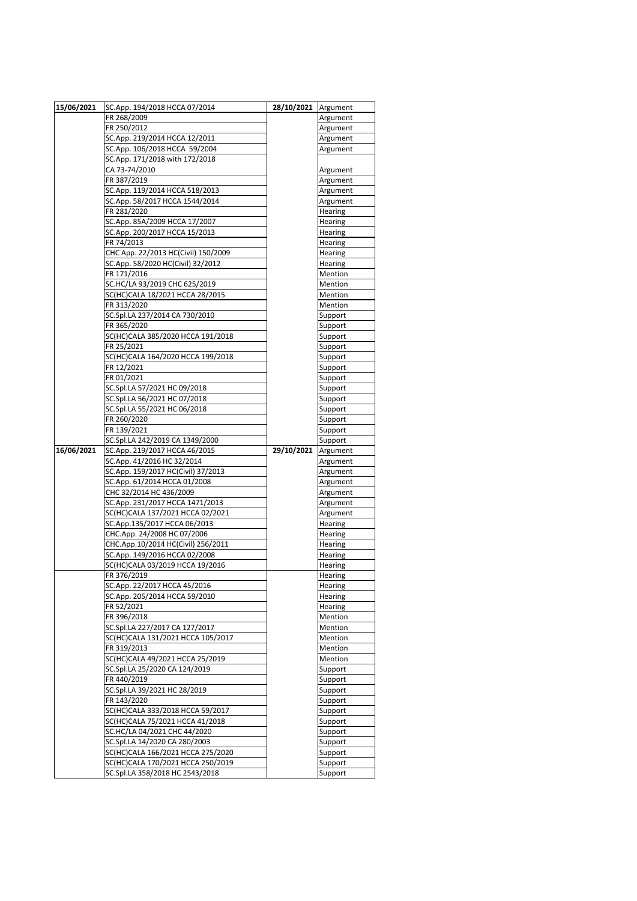| | | | |
|---|---|---|---|
| **15/06/2021** | SC.App. 194/2018 HCCA 07/2014 | **28/10/2021** | Argument |
| | FR 268/2009 | | Argument |
| | FR 250/2012 | | Argument |
| | SC.App. 219/2014 HCCA 12/2011 | | Argument |
| | SC.App. 106/2018 HCCA 59/2004 | | Argument |
| | SC.App. 171/2018 with 172/2018 CA 73-74/2010 | | Argument |
| | FR 387/2019 | | Argument |
| | SC.App. 119/2014 HCCA 518/2013 | | Argument |
| | SC.App. 58/2017 HCCA 1544/2014 | | Argument |
| | FR 281/2020 | | Hearing |
| | SC.App. 85A/2009 HCCA 17/2007 | | Hearing |
| | SC.App. 200/2017 HCCA 15/2013 | | Hearing |
| | FR 74/2013 | | Hearing |
| | CHC App. 22/2013 HC(Civil) 150/2009 | | Hearing |
| | SC.App. 58/2020 HC(Civil) 32/2012 | | Hearing |
| | FR 171/2016 | | Mention |
| | SC.HC/LA 93/2019 CHC 625/2019 | | Mention |
| | SC(HC)CALA 18/2021 HCCA 28/2015 | | Mention |
| | FR 313/2020 | | Mention |
| | SC.Spl.LA 237/2014 CA 730/2010 | | Support |
| | FR 365/2020 | | Support |
| | SC(HC)CALA 385/2020 HCCA 191/2018 | | Support |
| | FR 25/2021 | | Support |
| | SC(HC)CALA 164/2020 HCCA 199/2018 | | Support |
| | FR 12/2021 | | Support |
| | FR 01/2021 | | Support |
| | SC.Spl.LA 57/2021 HC 09/2018 | | Support |
| | SC.Spl.LA 56/2021 HC 07/2018 | | Support |
| | SC.Spl.LA 55/2021 HC 06/2018 | | Support |
| | FR 260/2020 | | Support |
| | FR 139/2021 | | Support |
| | SC.Spl.LA 242/2019 CA 1349/2000 | | Support |
| **16/06/2021** | SC.App. 219/2017 HCCA 46/2015 | **29/10/2021** | Argument |
| | SC.App. 41/2016 HC 32/2014 | | Argument |
| | SC.App. 159/2017 HC(Civil) 37/2013 | | Argument |
| | SC.App. 61/2014 HCCA 01/2008 | | Argument |
| | CHC 32/2014 HC 436/2009 | | Argument |
| | SC.App. 231/2017 HCCA 1471/2013 | | Argument |
| | SC(HC)CALA 137/2021 HCCA 02/2021 | | Argument |
| | SC.App.135/2017 HCCA 06/2013 | | Hearing |
| | CHC.App. 24/2008 HC 07/2006 | | Hearing |
| | CHC.App.10/2014 HC(Civil) 256/2011 | | Hearing |
| | SC.App. 149/2016 HCCA 02/2008 | | Hearing |
| | SC(HC)CALA 03/2019 HCCA 19/2016 | | Hearing |
| | FR 376/2019 | | Hearing |
| | SC.App. 22/2017 HCCA 45/2016 | | Hearing |
| | SC.App. 205/2014 HCCA 59/2010 | | Hearing |
| | FR 52/2021 | | Hearing |
| | FR 396/2018 | | Mention |
| | SC.Spl.LA 227/2017 CA 127/2017 | | Mention |
| | SC(HC)CALA 131/2021 HCCA 105/2017 | | Mention |
| | FR 319/2013 | | Mention |
| | SC(HC)CALA 49/2021 HCCA 25/2019 | | Mention |
| | SC.Spl.LA 25/2020 CA 124/2019 | | Support |
| | FR 440/2019 | | Support |
| | SC.Spl.LA 39/2021 HC 28/2019 | | Support |
| | FR 143/2020 | | Support |
| | SC(HC)CALA 333/2018 HCCA 59/2017 | | Support |
| | SC(HC)CALA 75/2021 HCCA 41/2018 | | Support |
| | SC.HC/LA 04/2021 CHC 44/2020 | | Support |
| | SC.Spl.LA 14/2020 CA 280/2003 | | Support |
| | SC(HC)CALA 166/2021 HCCA 275/2020 | | Support |
| | SC(HC)CALA 170/2021 HCCA 250/2019 | | Support |
| | SC.Spl.LA 358/2018 HC 2543/2018 | | Support |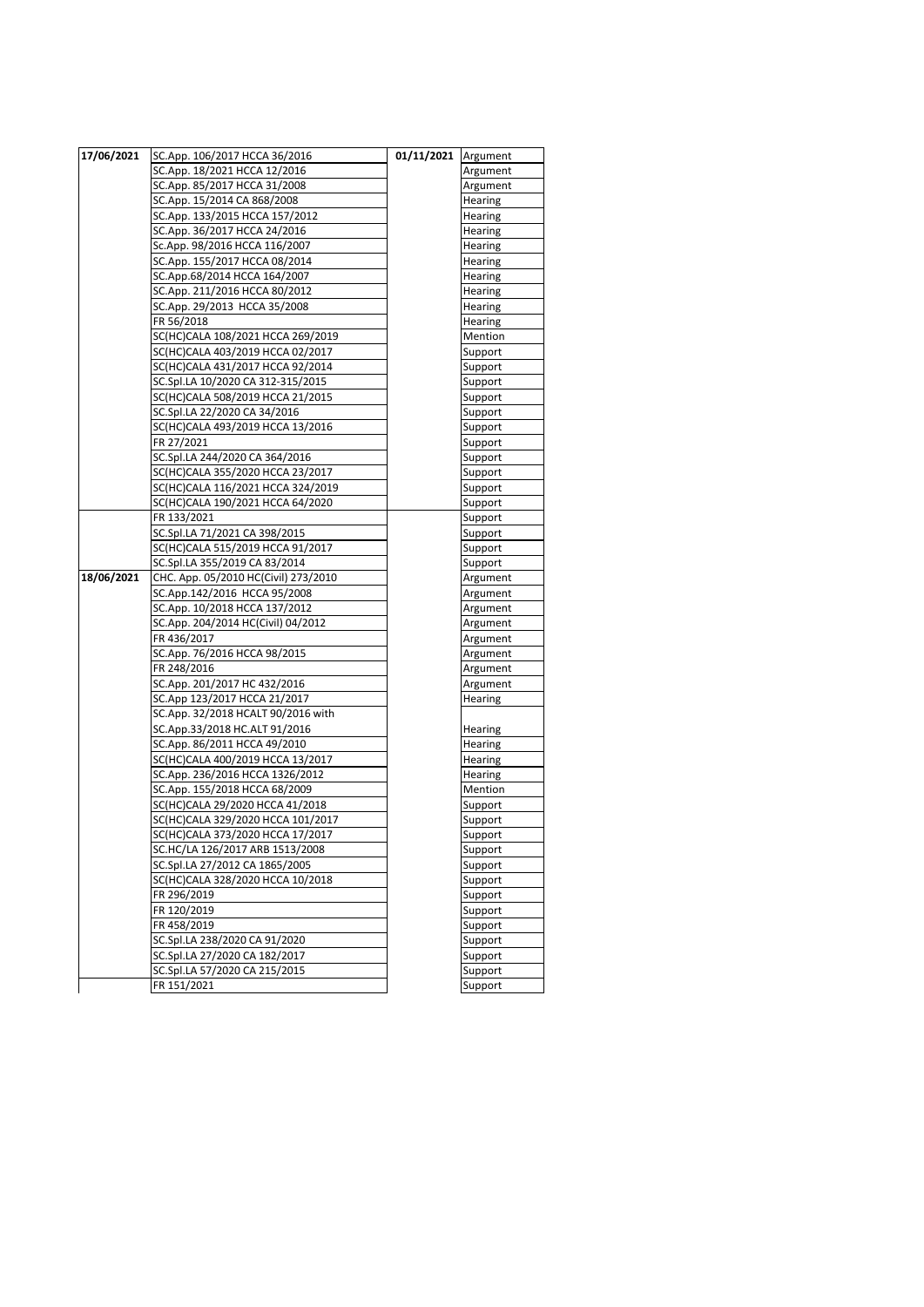| | | | |
|---|---|---|---|
| **17/06/2021** | SC.App. 106/2017 HCCA 36/2016 | **01/11/2021** | Argument |
| | SC.App. 18/2021 HCCA 12/2016 | | Argument |
| | SC.App. 85/2017 HCCA 31/2008 | | Argument |
| | SC.App. 15/2014 CA 868/2008 | | Hearing |
| | SC.App. 133/2015 HCCA 157/2012 | | Hearing |
| | SC.App. 36/2017 HCCA 24/2016 | | Hearing |
| | Sc.App. 98/2016 HCCA 116/2007 | | Hearing |
| | SC.App. 155/2017 HCCA 08/2014 | | Hearing |
| | SC.App.68/2014 HCCA 164/2007 | | Hearing |
| | SC.App. 211/2016 HCCA 80/2012 | | Hearing |
| | SC.App. 29/2013 HCCA 35/2008 | | Hearing |
| | FR 56/2018 | | Hearing |
| | SC(HC)CALA 108/2021 HCCA 269/2019 | | Mention |
| | SC(HC)CALA 403/2019 HCCA 02/2017 | | Support |
| | SC(HC)CALA 431/2017 HCCA 92/2014 | | Support |
| | SC.Spl.LA 10/2020 CA 312-315/2015 | | Support |
| | SC(HC)CALA 508/2019 HCCA 21/2015 | | Support |
| | SC.Spl.LA 22/2020 CA 34/2016 | | Support |
| | SC(HC)CALA 493/2019 HCCA 13/2016 | | Support |
| | FR 27/2021 | | Support |
| | SC.Spl.LA 244/2020 CA 364/2016 | | Support |
| | SC(HC)CALA 355/2020 HCCA 23/2017 | | Support |
| | SC(HC)CALA 116/2021 HCCA 324/2019 | | Support |
| | SC(HC)CALA 190/2021 HCCA 64/2020 | | Support |
| | FR 133/2021 | | Support |
| | SC.Spl.LA 71/2021 CA 398/2015 | | Support |
| | SC(HC)CALA 515/2019 HCCA 91/2017 | | Support |
| | SC.Spl.LA 355/2019 CA 83/2014 | | Support |
| **18/06/2021** | CHC. App. 05/2010 HC(Civil) 273/2010 | | Argument |
| | SC.App.142/2016 HCCA 95/2008 | | Argument |
| | SC.App. 10/2018 HCCA 137/2012 | | Argument |
| | SC.App. 204/2014 HC(Civil) 04/2012 | | Argument |
| | FR 436/2017 | | Argument |
| | SC.App. 76/2016 HCCA 98/2015 | | Argument |
| | FR 248/2016 | | Argument |
| | SC.App. 201/2017 HC 432/2016 | | Argument |
| | SC.App 123/2017 HCCA 21/2017 | | Hearing |
| | SC.App. 32/2018 HCALT 90/2016 with SC.App.33/2018 HC.ALT 91/2016 | | Hearing |
| | SC.App. 86/2011 HCCA 49/2010 | | Hearing |
| | SC(HC)CALA 400/2019 HCCA 13/2017 | | Hearing |
| | SC.App. 236/2016 HCCA 1326/2012 | | Hearing |
| | SC.App. 155/2018 HCCA 68/2009 | | Mention |
| | SC(HC)CALA 29/2020 HCCA 41/2018 | | Support |
| | SC(HC)CALA 329/2020 HCCA 101/2017 | | Support |
| | SC(HC)CALA 373/2020 HCCA 17/2017 | | Support |
| | SC.HC/LA 126/2017 ARB 1513/2008 | | Support |
| | SC.Spl.LA 27/2012 CA 1865/2005 | | Support |
| | SC(HC)CALA 328/2020 HCCA 10/2018 | | Support |
| | FR 296/2019 | | Support |
| | FR 120/2019 | | Support |
| | FR 458/2019 | | Support |
| | SC.Spl.LA 238/2020 CA 91/2020 | | Support |
| | SC.Spl.LA 27/2020 CA 182/2017 | | Support |
| | SC.Spl.LA 57/2020 CA 215/2015 | | Support |
| | FR 151/2021 | | Support |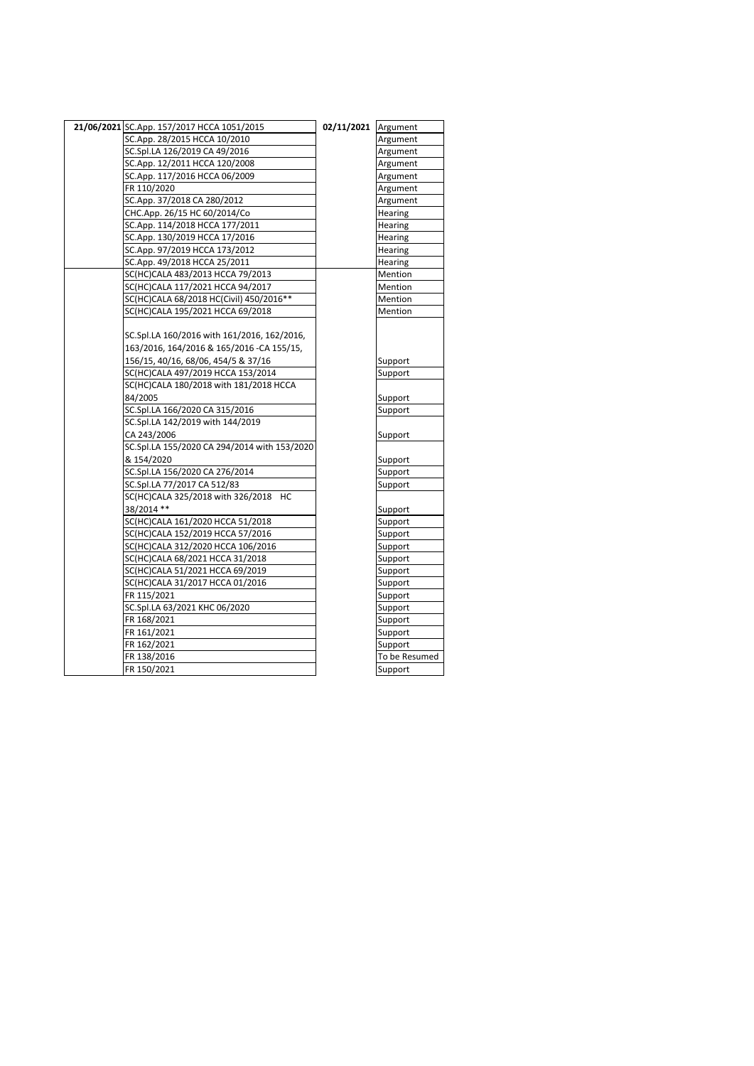| | | | |
|---|---|---|---|
| **21/06/2021** | SC.App. 157/2017 HCCA 1051/2015 | **02/11/2021** | Argument |
| | SC.App. 28/2015 HCCA 10/2010 | | Argument |
| | SC.Spl.LA 126/2019 CA 49/2016 | | Argument |
| | SC.App. 12/2011 HCCA 120/2008 | | Argument |
| | SC.App. 117/2016 HCCA 06/2009 | | Argument |
| | FR 110/2020 | | Argument |
| | SC.App. 37/2018 CA 280/2012 | | Argument |
| | CHC.App. 26/15 HC 60/2014/Co | | Hearing |
| | SC.App. 114/2018 HCCA 177/2011 | | Hearing |
| | SC.App. 130/2019 HCCA 17/2016 | | Hearing |
| | SC.App. 97/2019 HCCA 173/2012 | | Hearing |
| | SC.App. 49/2018 HCCA 25/2011 | | Hearing |
| | SC(HC)CALA 483/2013 HCCA 79/2013 | | Mention |
| | SC(HC)CALA 117/2021 HCCA 94/2017 | | Mention |
| | SC(HC)CALA 68/2018 HC(Civil) 450/2016** | | Mention |
| | SC(HC)CALA 195/2021 HCCA 69/2018 | | Mention |
| | SC.Spl.LA 160/2016 with 161/2016, 162/2016, 163/2016, 164/2016 & 165/2016 -CA 155/15, 156/15, 40/16, 68/06, 454/5 & 37/16 | | Support |
| | SC(HC)CALA 497/2019 HCCA 153/2014 | | Support |
| | SC(HC)CALA 180/2018 with 181/2018 HCCA 84/2005 | | Support |
| | SC.Spl.LA 166/2020 CA 315/2016 | | Support |
| | SC.Spl.LA 142/2019 with 144/2019 CA 243/2006 | | Support |
| | SC.Spl.LA 155/2020 CA 294/2014 with 153/2020 & 154/2020 | | Support |
| | SC.Spl.LA 156/2020 CA 276/2014 | | Support |
| | SC.Spl.LA 77/2017 CA 512/83 | | Support |
| | SC(HC)CALA 325/2018 with 326/2018 HC 38/2014 ** | | Support |
| | SC(HC)CALA 161/2020 HCCA 51/2018 | | Support |
| | SC(HC)CALA 152/2019 HCCA 57/2016 | | Support |
| | SC(HC)CALA 312/2020 HCCA 106/2016 | | Support |
| | SC(HC)CALA 68/2021 HCCA 31/2018 | | Support |
| | SC(HC)CALA 51/2021 HCCA 69/2019 | | Support |
| | SC(HC)CALA 31/2017 HCCA 01/2016 | | Support |
| | FR 115/2021 | | Support |
| | SC.Spl.LA 63/2021 KHC 06/2020 | | Support |
| | FR 168/2021 | | Support |
| | FR 161/2021 | | Support |
| | FR 162/2021 | | Support |
| | FR 138/2016 | | To be Resumed |
| | FR 150/2021 | | Support |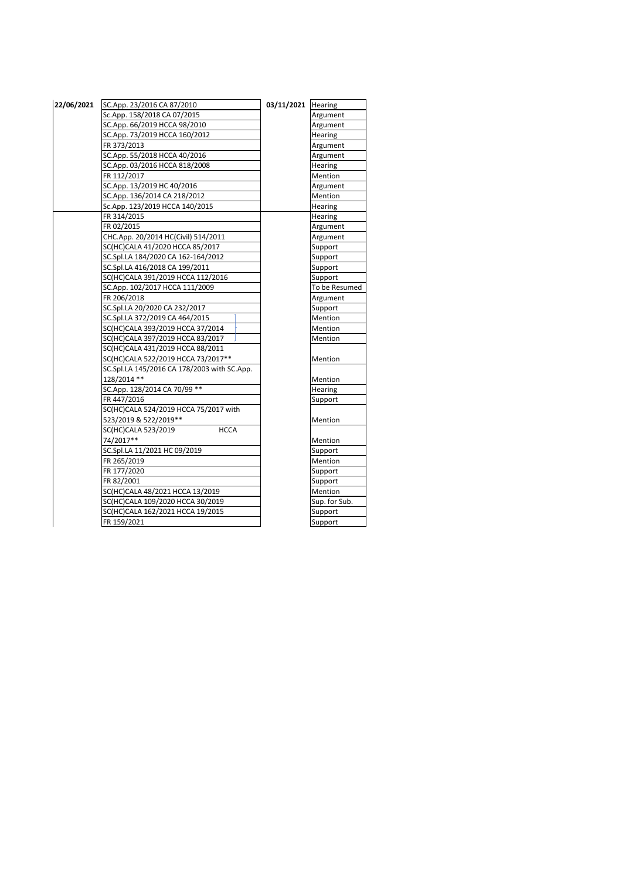| 22/06/2021 | SC.App. 23/2016 CA 87/2010 | 03/11/2021 | Hearing |
|---|---|---|---|
| | Sc.App. 158/2018 CA 07/2015 | | Argument |
| | SC.App. 66/2019 HCCA 98/2010 | | Argument |
| | SC.App. 73/2019 HCCA 160/2012 | | Hearing |
| | FR 373/2013 | | Argument |
| | SC.App. 55/2018 HCCA 40/2016 | | Argument |
| | SC.App. 03/2016 HCCA 818/2008 | | Hearing |
| | FR 112/2017 | | Mention |
| | SC.App. 13/2019 HC 40/2016 | | Argument |
| | SC.App. 136/2014 CA 218/2012 | | Mention |
| | Sc.App. 123/2019 HCCA 140/2015 | | Hearing |
| | FR 314/2015 | | Hearing |
| | FR 02/2015 | | Argument |
| | CHC.App. 20/2014 HC(Civil) 514/2011 | | Argument |
| | SC(HC)CALA 41/2020 HCCA 85/2017 | | Support |
| | SC.Spl.LA 184/2020 CA 162-164/2012 | | Support |
| | SC.Spl.LA 416/2018 CA 199/2011 | | Support |
| | SC(HC)CALA 391/2019 HCCA 112/2016 | | Support |
| | SC.App. 102/2017 HCCA 111/2009 | | To be Resumed |
| | FR 206/2018 | | Argument |
| | SC.Spl.LA 20/2020 CA 232/2017 | | Support |
| | SC.Spl.LA 372/2019 CA 464/2015 | | Mention |
| | SC(HC)CALA 393/2019 HCCA 37/2014 | | Mention |
| | SC(HC)CALA 397/2019 HCCA 83/2017 | | Mention |
| | SC(HC)CALA 431/2019 HCCA 88/2011 | | |
| | SC(HC)CALA 522/2019 HCCA 73/2017** | | Mention |
| | SC.Spl.LA 145/2016 CA 178/2003 with SC.App. 128/2014 ** | | Mention |
| | SC.App. 128/2014 CA 70/99 ** | | Hearing |
| | FR 447/2016 | | Support |
| | SC(HC)CALA 524/2019 HCCA 75/2017 with 523/2019 & 522/2019** | | Mention |
| | SC(HC)CALA 523/2019 HCCA 74/2017** | | Mention |
| | SC.Spl.LA 11/2021 HC 09/2019 | | Support |
| | FR 265/2019 | | Mention |
| | FR 177/2020 | | Support |
| | FR 82/2001 | | Support |
| | SC(HC)CALA 48/2021 HCCA 13/2019 | | Mention |
| | SC(HC)CALA 109/2020 HCCA 30/2019 | | Sup. for Sub. |
| | SC(HC)CALA 162/2021 HCCA 19/2015 | | Support |
| | FR 159/2021 | | Support |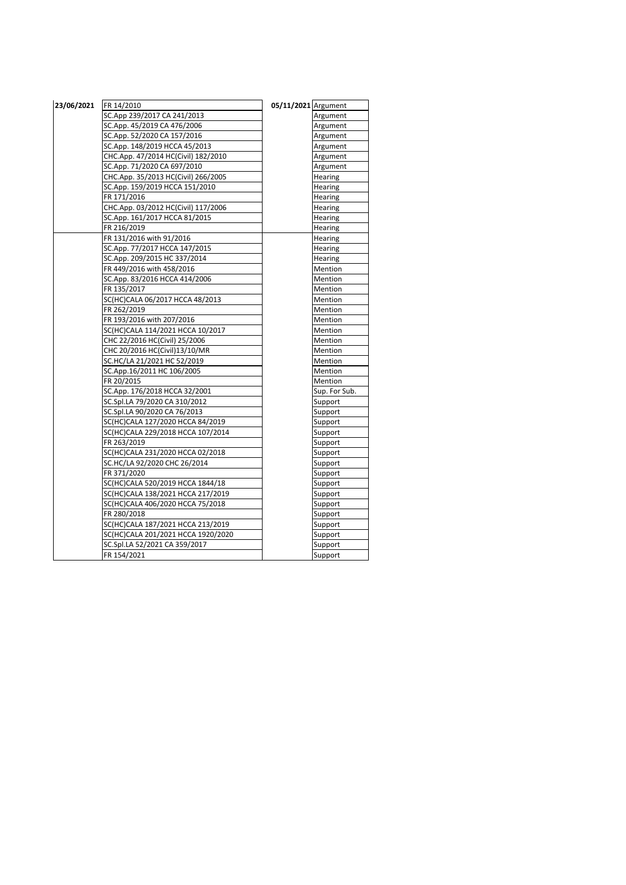| | | | |
|---|---|---|---|
| **23/06/2021** | FR 14/2010 | **05/11/2021** | Argument |
| | SC.App 239/2017 CA 241/2013 | | Argument |
| | SC.App. 45/2019 CA 476/2006 | | Argument |
| | SC.App. 52/2020 CA 157/2016 | | Argument |
| | SC.App. 148/2019 HCCA 45/2013 | | Argument |
| | CHC.App. 47/2014 HC(Civil) 182/2010 | | Argument |
| | SC.App. 71/2020 CA 697/2010 | | Argument |
| | CHC.App. 35/2013 HC(Civil) 266/2005 | | Hearing |
| | SC.App. 159/2019 HCCA 151/2010 | | Hearing |
| | FR 171/2016 | | Hearing |
| | CHC.App. 03/2012 HC(Civil) 117/2006 | | Hearing |
| | SC.App. 161/2017 HCCA 81/2015 | | Hearing |
| | FR 216/2019 | | Hearing |
| | FR 131/2016 with 91/2016 | | Hearing |
| | SC.App. 77/2017 HCCA 147/2015 | | Hearing |
| | SC.App. 209/2015 HC 337/2014 | | Hearing |
| | FR 449/2016 with 458/2016 | | Mention |
| | SC.App. 83/2016 HCCA 414/2006 | | Mention |
| | FR 135/2017 | | Mention |
| | SC(HC)CALA 06/2017 HCCA 48/2013 | | Mention |
| | FR 262/2019 | | Mention |
| | FR 193/2016 with 207/2016 | | Mention |
| | SC(HC)CALA 114/2021 HCCA 10/2017 | | Mention |
| | CHC 22/2016 HC(Civil) 25/2006 | | Mention |
| | CHC 20/2016 HC(Civil)13/10/MR | | Mention |
| | SC.HC/LA 21/2021 HC 52/2019 | | Mention |
| | SC.App.16/2011 HC 106/2005 | | Mention |
| | FR 20/2015 | | Mention |
| | SC.App. 176/2018 HCCA 32/2001 | | Sup. For Sub. |
| | SC.Spl.LA 79/2020 CA 310/2012 | | Support |
| | SC.Spl.LA 90/2020 CA 76/2013 | | Support |
| | SC(HC)CALA 127/2020 HCCA 84/2019 | | Support |
| | SC(HC)CALA 229/2018 HCCA 107/2014 | | Support |
| | FR 263/2019 | | Support |
| | SC(HC)CALA 231/2020 HCCA 02/2018 | | Support |
| | SC.HC/LA 92/2020 CHC 26/2014 | | Support |
| | FR 371/2020 | | Support |
| | SC(HC)CALA 520/2019 HCCA 1844/18 | | Support |
| | SC(HC)CALA 138/2021 HCCA 217/2019 | | Support |
| | SC(HC)CALA 406/2020 HCCA 75/2018 | | Support |
| | FR 280/2018 | | Support |
| | SC(HC)CALA 187/2021 HCCA 213/2019 | | Support |
| | SC(HC)CALA 201/2021 HCCA 1920/2020 | | Support |
| | SC.Spl.LA 52/2021 CA 359/2017 | | Support |
| | FR 154/2021 | | Support |